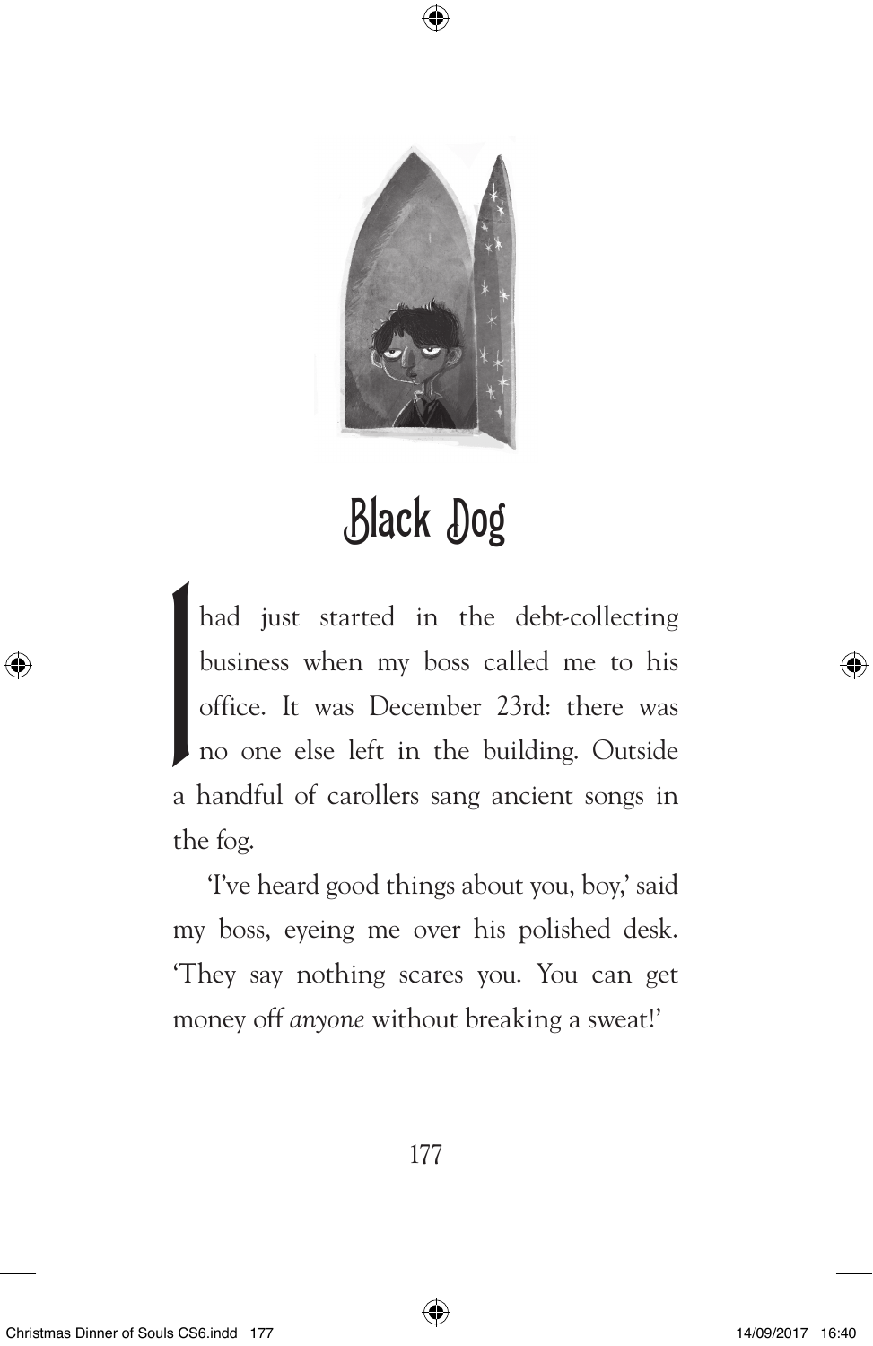# Black Dog

I had just started in the debt-collecting business when my boss called me to his office. It was December 23rd: there was no one else left in the building. Outside a handful of carollers sang ancient songs in the fog.

'I've heard good things about you, boy,' said my boss, eyeing me over his polished desk. 'They say nothing scares you. You can get money off *anyone* without breaking a sweat!'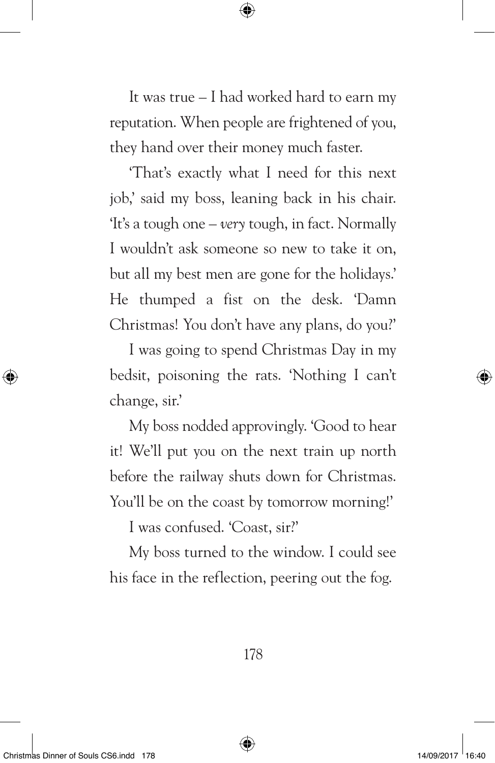It was true – I had worked hard to earn my reputation. When people are frightened of you, they hand over their money much faster.

'That's exactly what I need for this next job,' said my boss, leaning back in his chair. 'It's a tough one – *very* tough, in fact. Normally I wouldn't ask someone so new to take it on, but all my best men are gone for the holidays.' He thumped a fist on the desk. 'Damn Christmas! You don't have any plans, do you?'

I was going to spend Christmas Day in my bedsit, poisoning the rats. 'Nothing I can't change, sir.'

My boss nodded approvingly. 'Good to hear it! We'll put you on the next train up north before the railway shuts down for Christmas. You'll be on the coast by tomorrow morning!'

I was confused. 'Coast, sir?'

My boss turned to the window. I could see his face in the reflection, peering out the fog.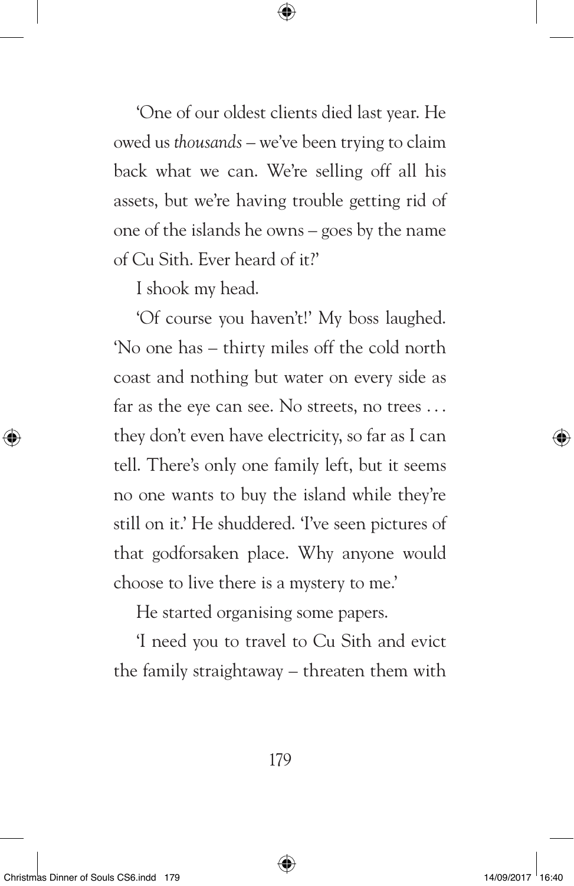'One of our oldest clients died last year. He owed us *thousands* – we've been trying to claim back what we can. We're selling off all his assets, but we're having trouble getting rid of one of the islands he owns – goes by the name of Cu Sith. Ever heard of it?'

I shook my head.

'Of course you haven't!' My boss laughed. 'No one has – thirty miles off the cold north coast and nothing but water on every side as far as the eye can see. No streets, no trees . . . they don't even have electricity, so far as I can tell. There's only one family left, but it seems no one wants to buy the island while they're still on it.' He shuddered. 'I've seen pictures of that godforsaken place. Why anyone would choose to live there is a mystery to me.'

He started organising some papers.

'I need you to travel to Cu Sith and evict the family straightaway – threaten them with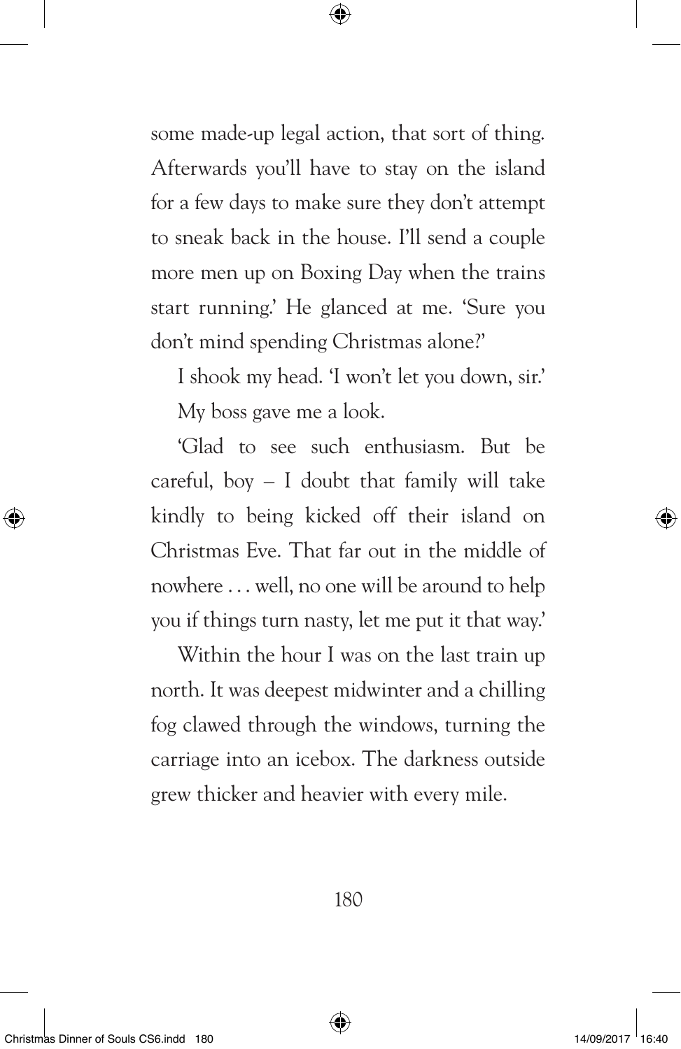some made-up legal action, that sort of thing. Afterwards you'll have to stay on the island for a few days to make sure they don't attempt to sneak back in the house. I'll send a couple more men up on Boxing Day when the trains start running.' He glanced at me. 'Sure you don't mind spending Christmas alone?'

I shook my head. 'I won't let you down, sir.'

My boss gave me a look.

'Glad to see such enthusiasm. But be careful, boy – I doubt that family will take kindly to being kicked off their island on Christmas Eve. That far out in the middle of nowhere . . . well, no one will be around to help you if things turn nasty, let me put it that way.'

Within the hour I was on the last train up north. It was deepest midwinter and a chilling fog clawed through the windows, turning the carriage into an icebox. The darkness outside grew thicker and heavier with every mile.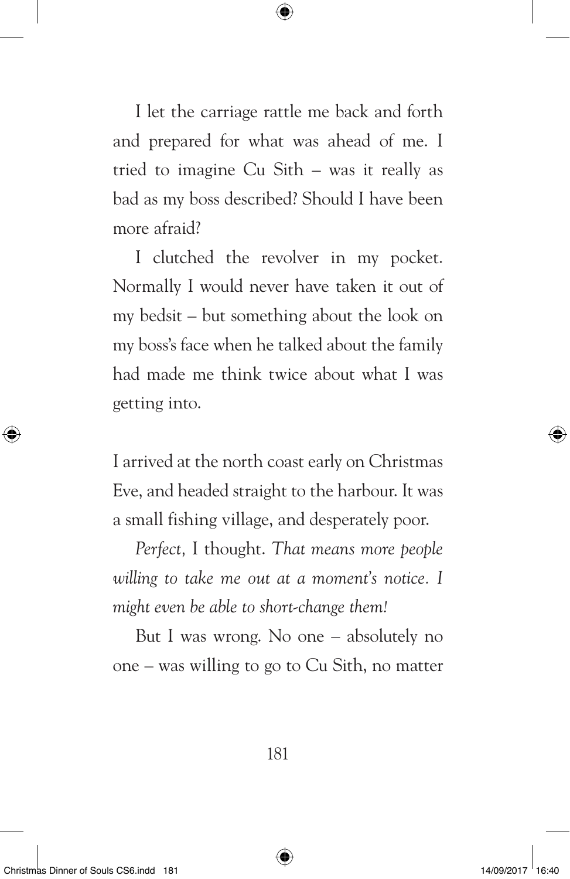I let the carriage rattle me back and forth and prepared for what was ahead of me. I tried to imagine Cu Sith – was it really as bad as my boss described? Should I have been more afraid?

I clutched the revolver in my pocket. Normally I would never have taken it out of my bedsit – but something about the look on my boss's face when he talked about the family had made me think twice about what I was getting into.

I arrived at the north coast early on Christmas Eve, and headed straight to the harbour. It was a small fishing village, and desperately poor.

*Perfect,* I thought. *That means more people willing to take me out at a moment's notice. I might even be able to short-change them!*

But I was wrong. No one – absolutely no one – was willing to go to Cu Sith, no matter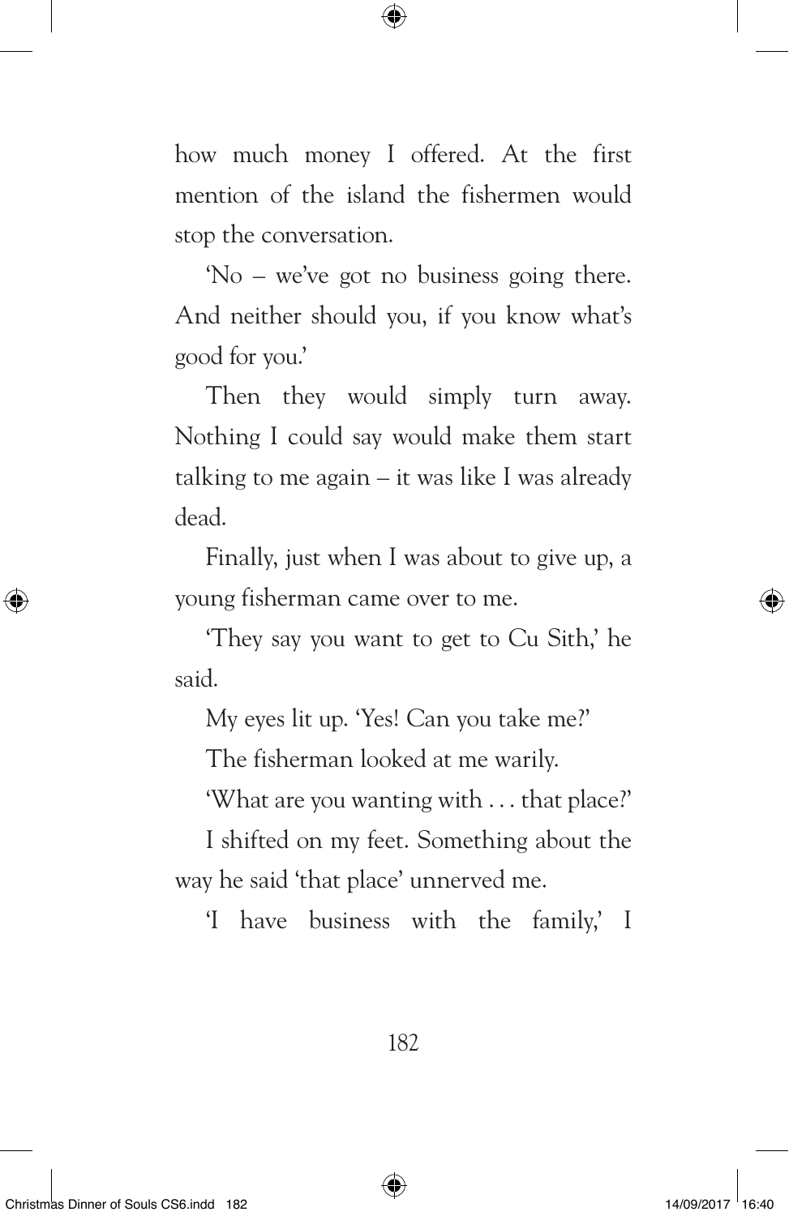how much money I offered. At the first mention of the island the fishermen would stop the conversation.

'No – we've got no business going there. And neither should you, if you know what's good for you.'

Then they would simply turn away. Nothing I could say would make them start talking to me again – it was like I was already dead.

Finally, just when I was about to give up, a young fisherman came over to me.

'They say you want to get to Cu Sith,' he said.

My eyes lit up. 'Yes! Can you take me?'

The fisherman looked at me warily.

'What are you wanting with . . . that place?'

I shifted on my feet. Something about the way he said 'that place' unnerved me.

'I have business with the family,' I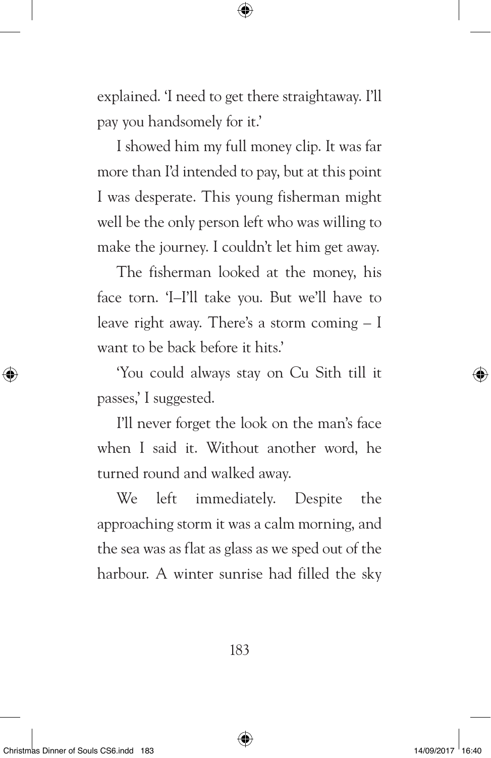explained. 'I need to get there straightaway. I'll pay you handsomely for it.'

I showed him my full money clip. It was far more than I'd intended to pay, but at this point I was desperate. This young fisherman might well be the only person left who was willing to make the journey. I couldn't let him get away.

The fisherman looked at the money, his face torn. 'I–I'll take you. But we'll have to leave right away. There's a storm coming – I want to be back before it hits.'

'You could always stay on Cu Sith till it passes,' I suggested.

I'll never forget the look on the man's face when I said it. Without another word, he turned round and walked away.

We left immediately. Despite the approaching storm it was a calm morning, and the sea was as flat as glass as we sped out of the harbour. A winter sunrise had filled the sky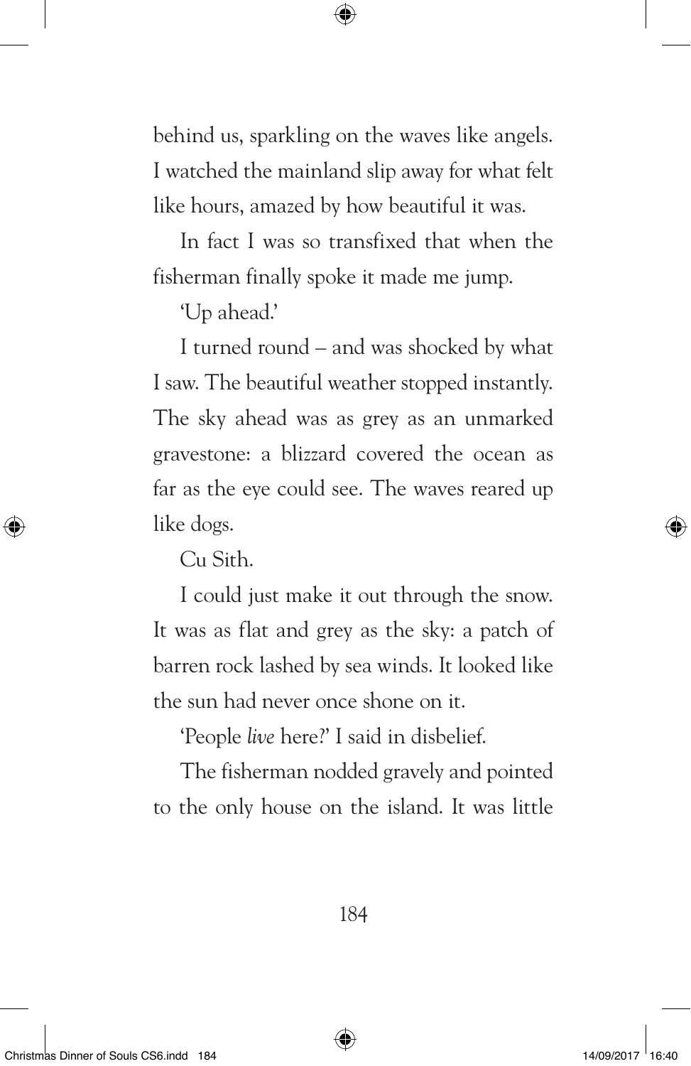behind us, sparkling on the waves like angels. I watched the mainland slip away for what felt like hours, amazed by how beautiful it was.

In fact I was so transfixed that when the fisherman finally spoke it made me jump.

'Up ahead.'

I turned round – and was shocked by what I saw. The beautiful weather stopped instantly. The sky ahead was as grey as an unmarked gravestone: a blizzard covered the ocean as far as the eye could see. The waves reared up like dogs.

Cu Sith.

I could just make it out through the snow. It was as flat and grey as the sky: a patch of barren rock lashed by sea winds. It looked like the sun had never once shone on it.

'People *live* here?' I said in disbelief.

The fisherman nodded gravely and pointed to the only house on the island. It was little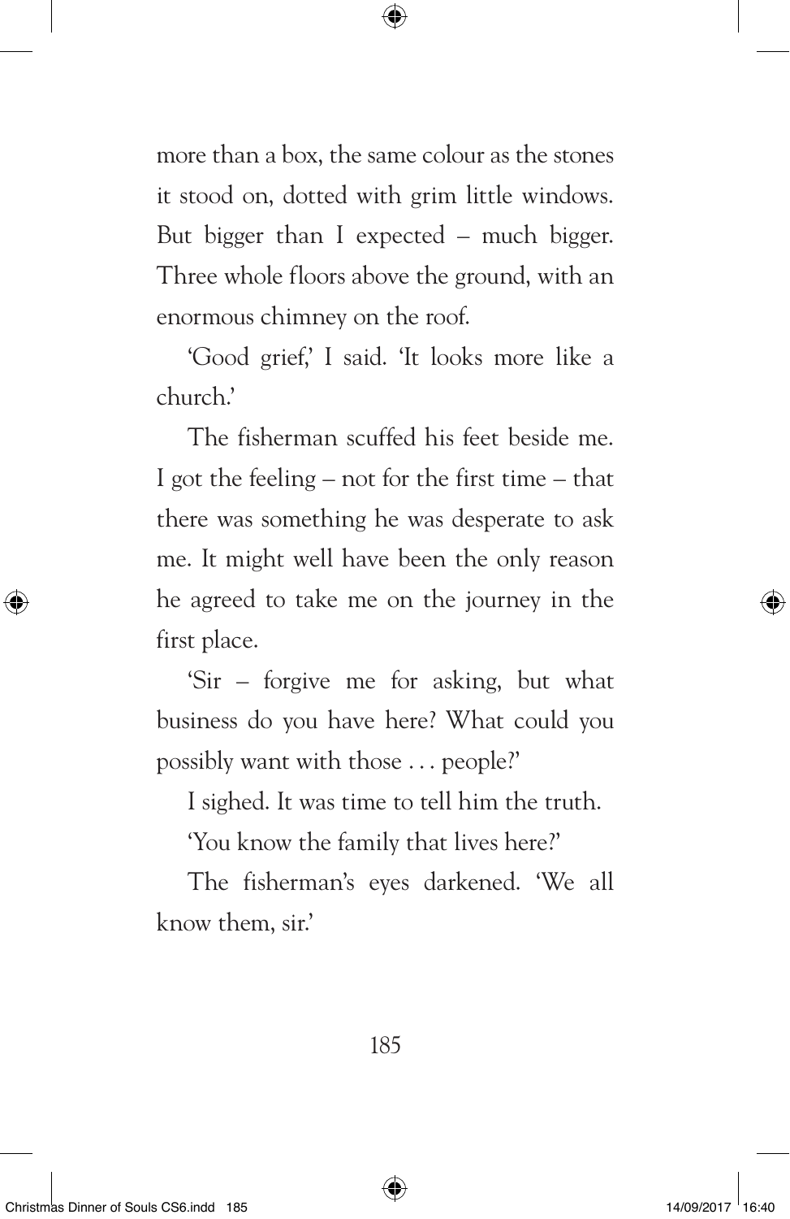more than a box, the same colour as the stones it stood on, dotted with grim little windows. But bigger than I expected – much bigger. Three whole floors above the ground, with an enormous chimney on the roof.

'Good grief,' I said. 'It looks more like a church.'

The fisherman scuffed his feet beside me. I got the feeling – not for the first time – that there was something he was desperate to ask me. It might well have been the only reason he agreed to take me on the journey in the first place.

'Sir – forgive me for asking, but what business do you have here? What could you possibly want with those . . . people?'

I sighed. It was time to tell him the truth.

'You know the family that lives here?'

The fisherman's eyes darkened. 'We all know them, sir.'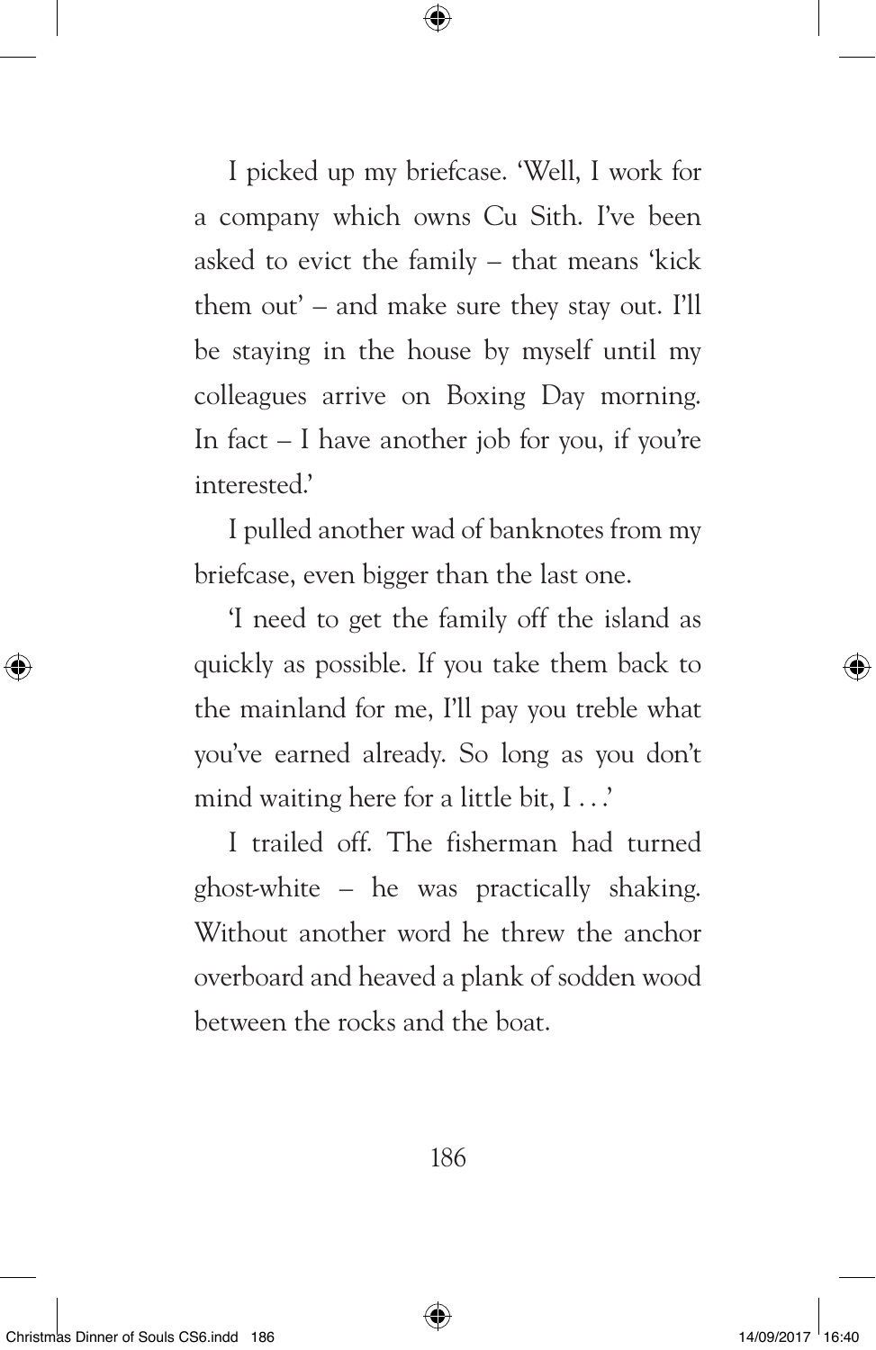I picked up my briefcase. 'Well, I work for a company which owns Cu Sith. I've been asked to evict the family – that means 'kick them out' – and make sure they stay out. I'll be staying in the house by myself until my colleagues arrive on Boxing Day morning. In fact – I have another job for you, if you're interested.'

I pulled another wad of banknotes from my briefcase, even bigger than the last one.

'I need to get the family off the island as quickly as possible. If you take them back to the mainland for me, I'll pay you treble what you've earned already. So long as you don't mind waiting here for a little bit, I . . .'

I trailed off. The fisherman had turned ghost-white – he was practically shaking. Without another word he threw the anchor overboard and heaved a plank of sodden wood between the rocks and the boat.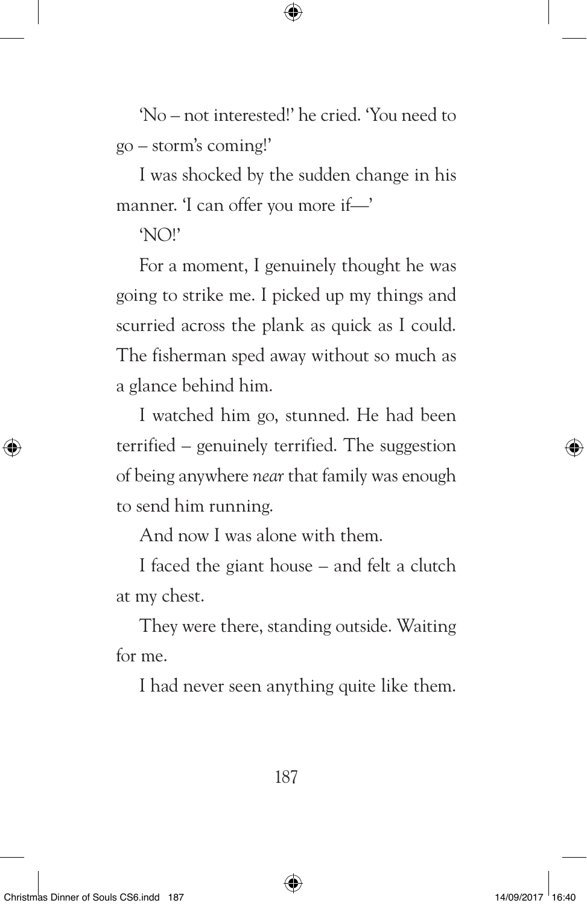'No – not interested!' he cried. 'You need to go – storm's coming!'

I was shocked by the sudden change in his manner. 'I can offer you more if—'

'NO!'

For a moment, I genuinely thought he was going to strike me. I picked up my things and scurried across the plank as quick as I could. The fisherman sped away without so much as a glance behind him.

I watched him go, stunned. He had been terrified – genuinely terrified. The suggestion of being anywhere *near* that family was enough to send him running.

And now I was alone with them.

I faced the giant house – and felt a clutch at my chest.

They were there, standing outside. Waiting for me.

I had never seen anything quite like them.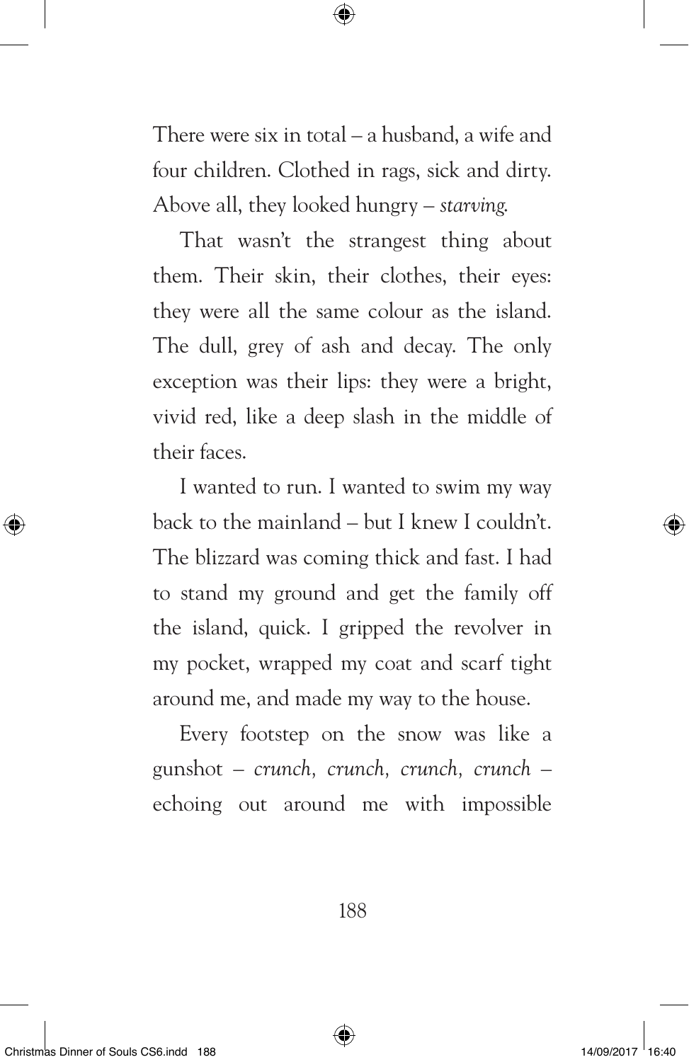There were six in total – a husband, a wife and four children. Clothed in rags, sick and dirty. Above all, they looked hungry – *starving.*

That wasn't the strangest thing about them. Their skin, their clothes, their eyes: they were all the same colour as the island. The dull, grey of ash and decay. The only exception was their lips: they were a bright, vivid red, like a deep slash in the middle of their faces.

I wanted to run. I wanted to swim my way back to the mainland – but I knew I couldn't. The blizzard was coming thick and fast. I had to stand my ground and get the family off the island, quick. I gripped the revolver in my pocket, wrapped my coat and scarf tight around me, and made my way to the house.

Every footstep on the snow was like a gunshot – *crunch, crunch, crunch, crunch* – echoing out around me with impossible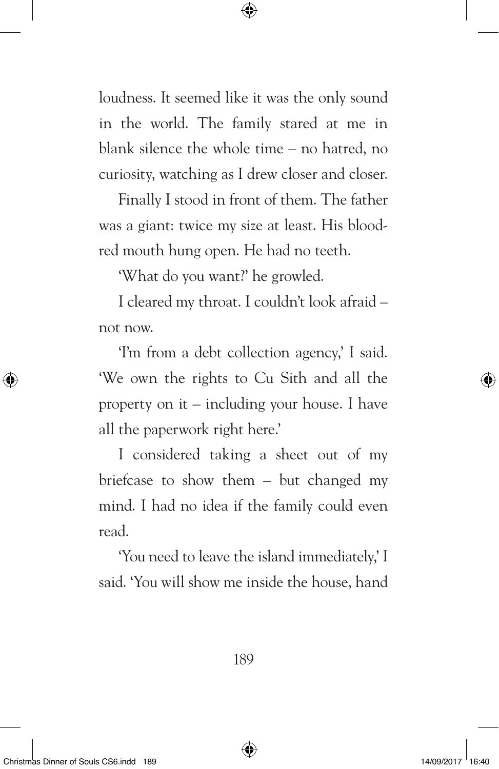loudness. It seemed like it was the only sound in the world. The family stared at me in blank silence the whole time – no hatred, no curiosity, watching as I drew closer and closer.

Finally I stood in front of them. The father was a giant: twice my size at least. His blood-red mouth hung open. He had no teeth.

'What do you want?' he growled.

I cleared my throat. I couldn't look afraid – not now.

'I'm from a debt collection agency,' I said. 'We own the rights to Cu Sith and all the property on it – including your house. I have all the paperwork right here.'

I considered taking a sheet out of my briefcase to show them – but changed my mind. I had no idea if the family could even read.

'You need to leave the island immediately,' I said. 'You will show me inside the house, hand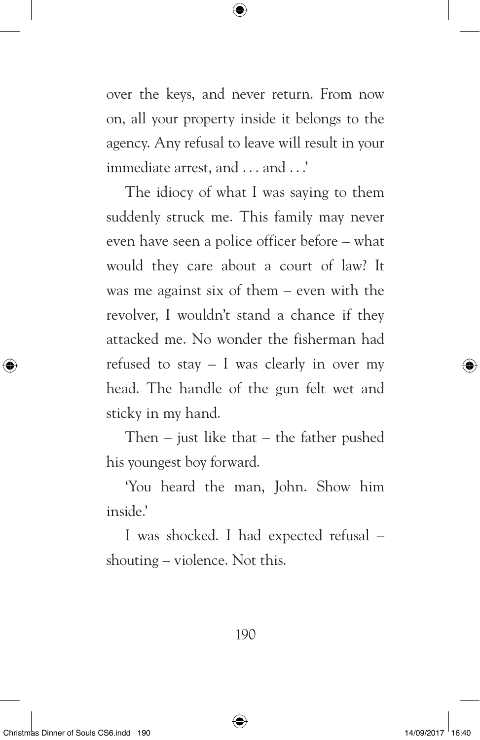over the keys, and never return. From now on, all your property inside it belongs to the agency. Any refusal to leave will result in your immediate arrest, and . . . and . . .'

The idiocy of what I was saying to them suddenly struck me. This family may never even have seen a police officer before – what would they care about a court of law? It was me against six of them – even with the revolver, I wouldn't stand a chance if they attacked me. No wonder the fisherman had refused to stay – I was clearly in over my head. The handle of the gun felt wet and sticky in my hand.

Then – just like that – the father pushed his youngest boy forward.

'You heard the man, John. Show him inside.'

I was shocked. I had expected refusal – shouting – violence. Not this.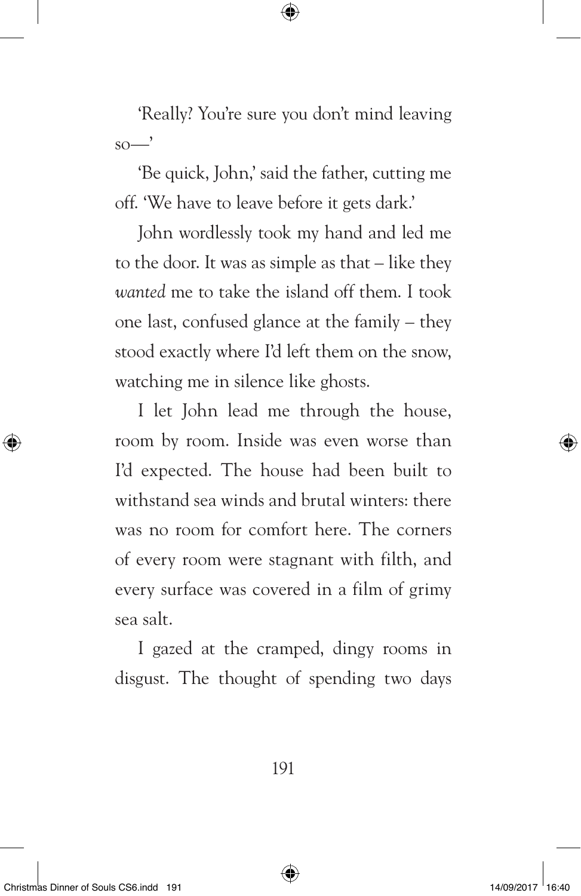'Really? You're sure you don't mind leaving so—'

'Be quick, John,' said the father, cutting me off. 'We have to leave before it gets dark.'

John wordlessly took my hand and led me to the door. It was as simple as that – like they *wanted* me to take the island off them. I took one last, confused glance at the family – they stood exactly where I'd left them on the snow, watching me in silence like ghosts.

I let John lead me through the house, room by room. Inside was even worse than I'd expected. The house had been built to withstand sea winds and brutal winters: there was no room for comfort here. The corners of every room were stagnant with filth, and every surface was covered in a film of grimy sea salt.

I gazed at the cramped, dingy rooms in disgust. The thought of spending two days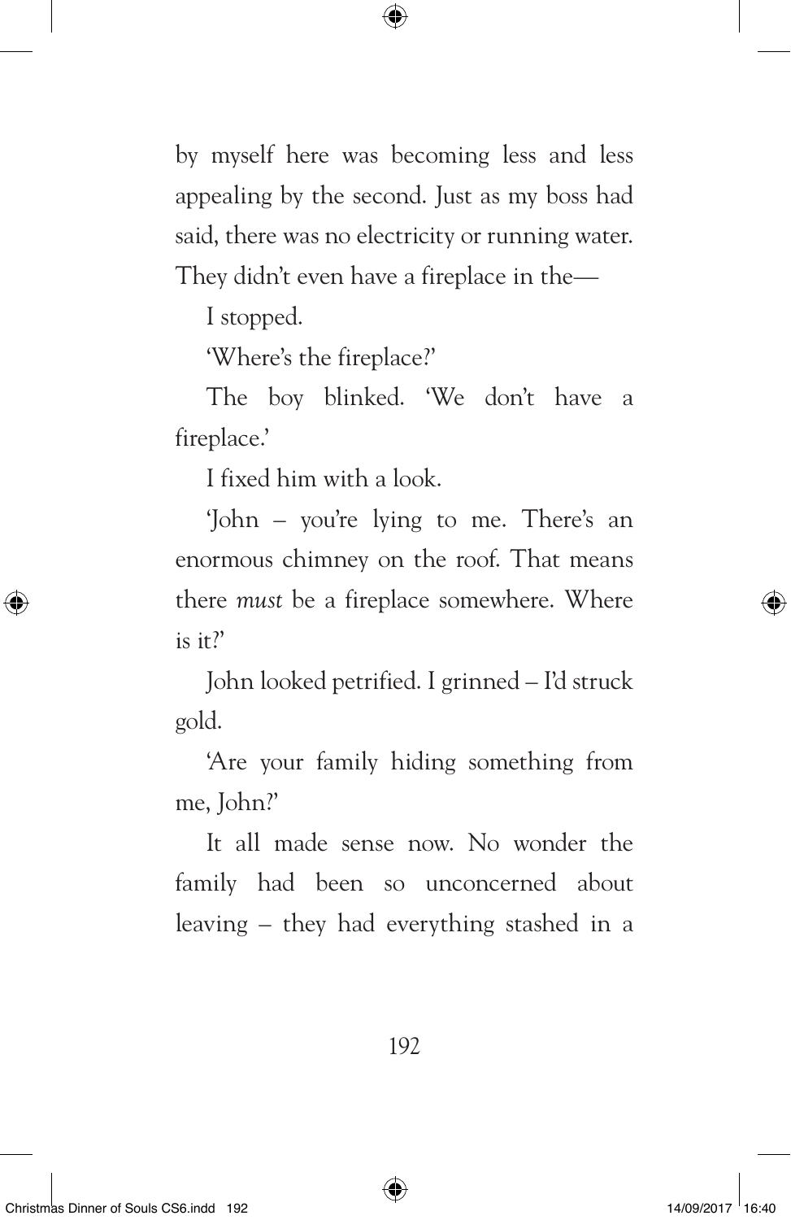by myself here was becoming less and less appealing by the second. Just as my boss had said, there was no electricity or running water. They didn't even have a fireplace in the—

I stopped.

'Where's the fireplace?'

The boy blinked. 'We don't have a fireplace.'

I fixed him with a look.

'John – you're lying to me. There's an enormous chimney on the roof. That means there *must* be a fireplace somewhere. Where is it?'

John looked petrified. I grinned – I'd struck gold.

'Are your family hiding something from me, John?'

It all made sense now. No wonder the family had been so unconcerned about leaving – they had everything stashed in a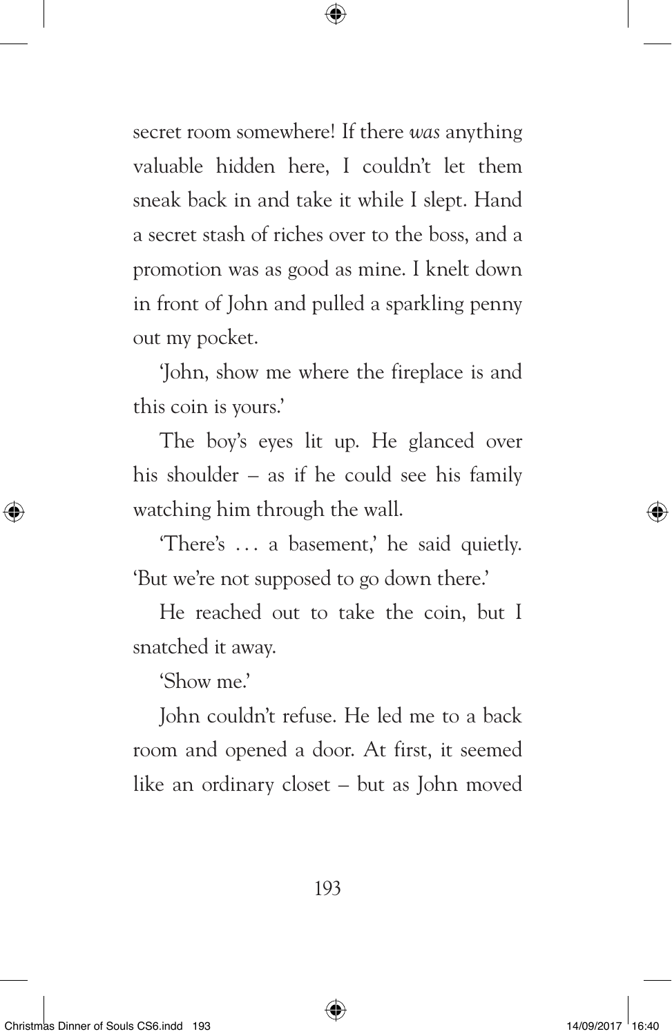secret room somewhere! If there *was* anything valuable hidden here, I couldn't let them sneak back in and take it while I slept. Hand a secret stash of riches over to the boss, and a promotion was as good as mine. I knelt down in front of John and pulled a sparkling penny out my pocket.

'John, show me where the fireplace is and this coin is yours.'

The boy's eyes lit up. He glanced over his shoulder – as if he could see his family watching him through the wall.

'There's … a basement,' he said quietly. 'But we're not supposed to go down there.'

He reached out to take the coin, but I snatched it away.

'Show me.'

John couldn't refuse. He led me to a back room and opened a door. At first, it seemed like an ordinary closet – but as John moved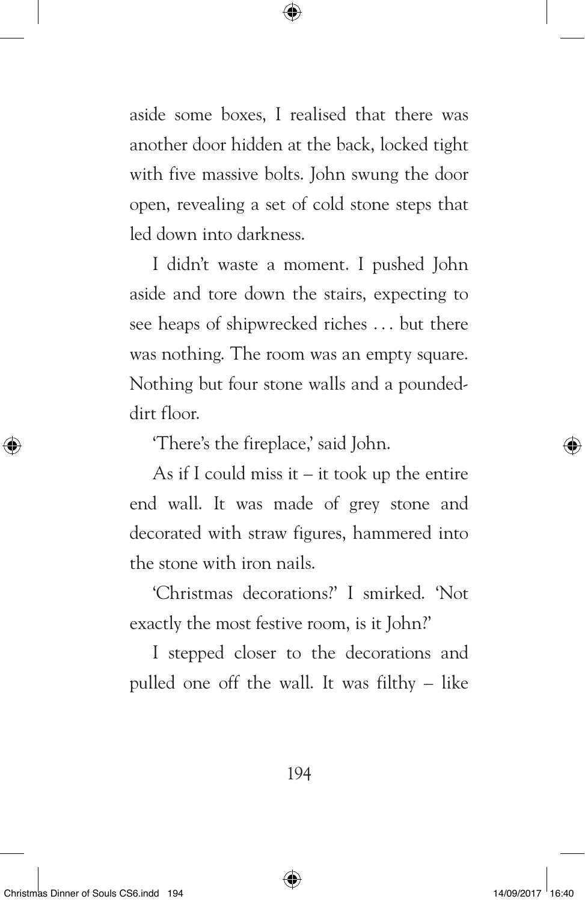aside some boxes, I realised that there was another door hidden at the back, locked tight with five massive bolts. John swung the door open, revealing a set of cold stone steps that led down into darkness.

I didn't waste a moment. I pushed John aside and tore down the stairs, expecting to see heaps of shipwrecked riches . . . but there was nothing. The room was an empty square. Nothing but four stone walls and a pounded-dirt floor.

'There's the fireplace,' said John.

As if I could miss it – it took up the entire end wall. It was made of grey stone and decorated with straw figures, hammered into the stone with iron nails.

'Christmas decorations?' I smirked. 'Not exactly the most festive room, is it John?'

I stepped closer to the decorations and pulled one off the wall. It was filthy – like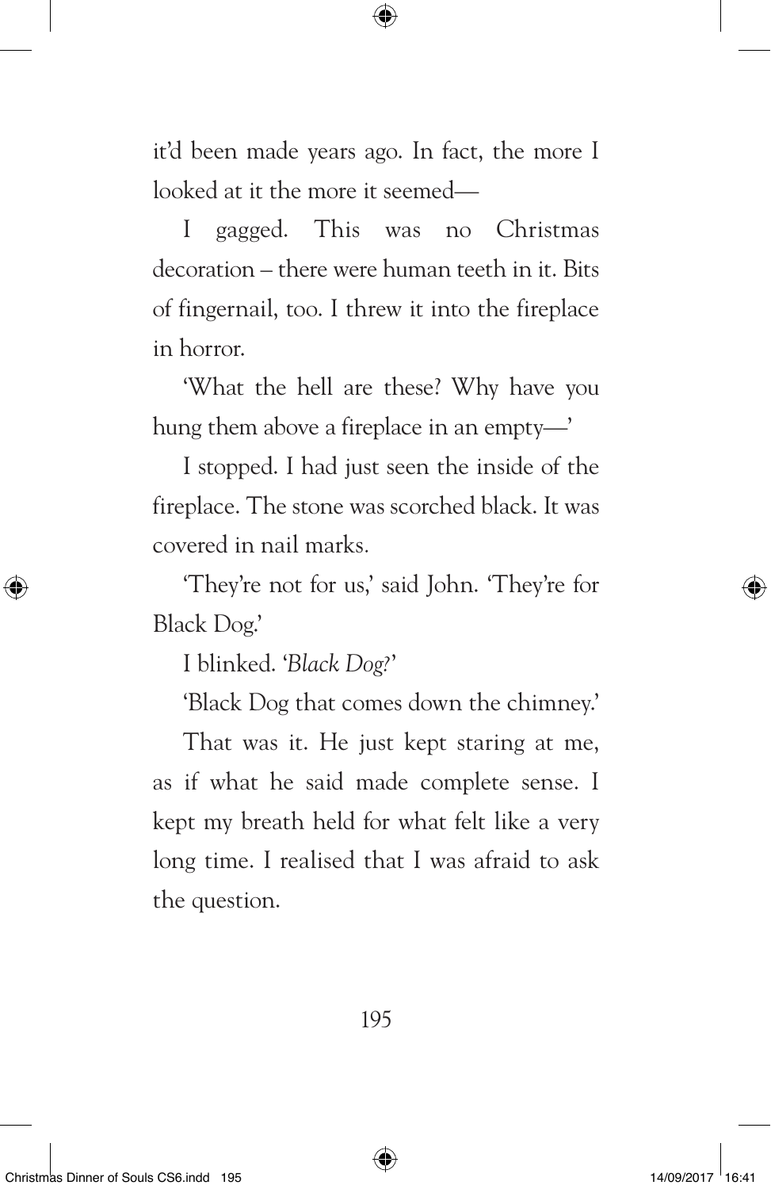it'd been made years ago. In fact, the more I looked at it the more it seemed—

I gagged. This was no Christmas decoration – there were human teeth in it. Bits of fingernail, too. I threw it into the fireplace in horror.

'What the hell are these? Why have you hung them above a fireplace in an empty—'

I stopped. I had just seen the inside of the fireplace. The stone was scorched black. It was covered in nail marks.

'They're not for us,' said John. 'They're for Black Dog.'

I blinked. '*Black Dog?*'

'Black Dog that comes down the chimney.'

That was it. He just kept staring at me, as if what he said made complete sense. I kept my breath held for what felt like a very long time. I realised that I was afraid to ask the question.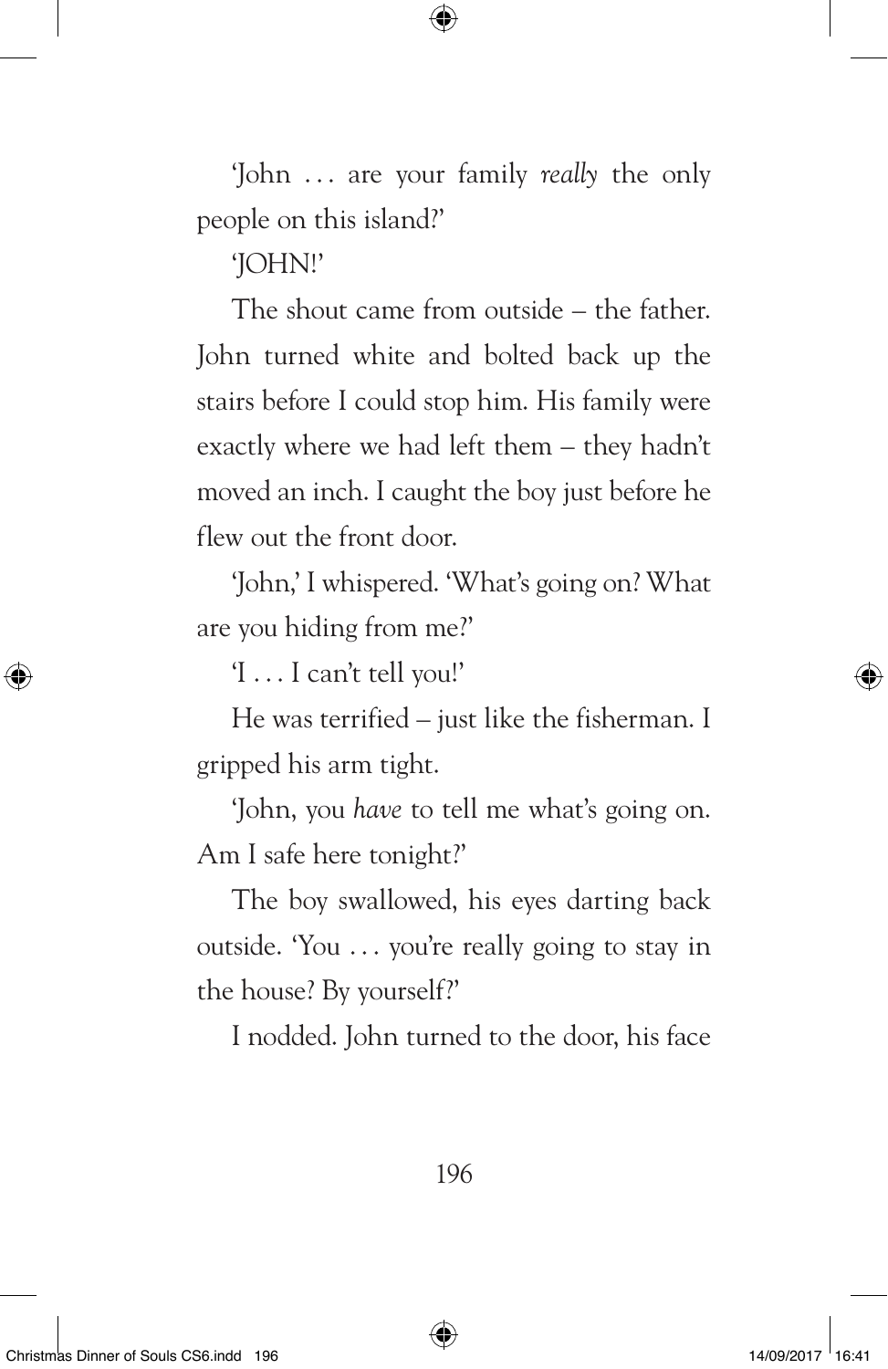'John . . . are your family *really* the only people on this island?'

'JOHN!'

The shout came from outside – the father. John turned white and bolted back up the stairs before I could stop him. His family were exactly where we had left them – they hadn't moved an inch. I caught the boy just before he flew out the front door.

'John,' I whispered. 'What's going on? What are you hiding from me?'

'I . . . I can't tell you!'

He was terrified – just like the fisherman. I gripped his arm tight.

'John, you *have* to tell me what's going on. Am I safe here tonight?'

The boy swallowed, his eyes darting back outside. 'You . . . you're really going to stay in the house? By yourself?'

I nodded. John turned to the door, his face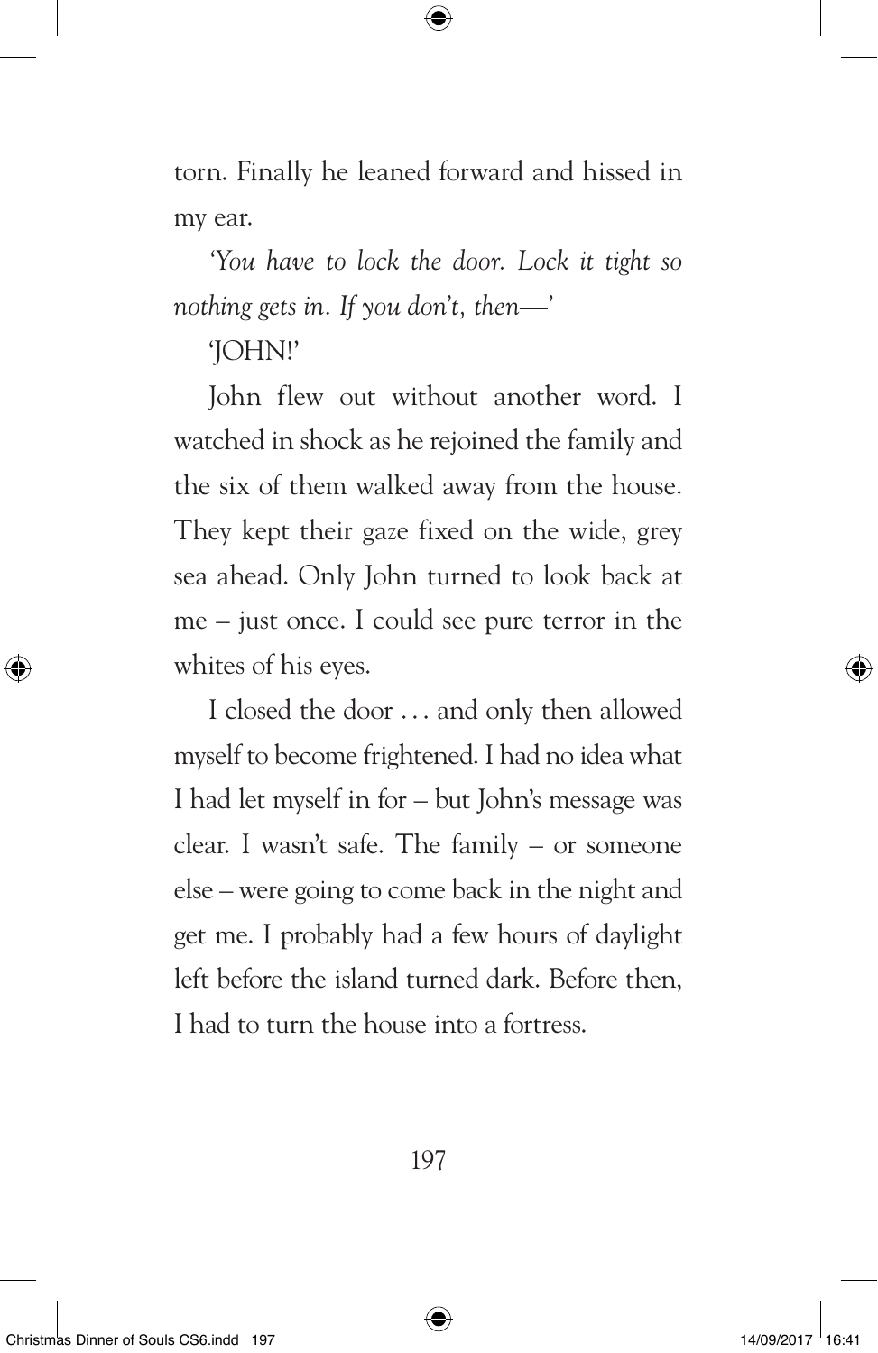torn. Finally he leaned forward and hissed in my ear.

*'You have to lock the door. Lock it tight so nothing gets in. If you don't, then—'*

'JOHN!'

John flew out without another word. I watched in shock as he rejoined the family and the six of them walked away from the house. They kept their gaze fixed on the wide, grey sea ahead. Only John turned to look back at me – just once. I could see pure terror in the whites of his eyes.

I closed the door … and only then allowed myself to become frightened. I had no idea what I had let myself in for – but John's message was clear. I wasn't safe. The family – or someone else – were going to come back in the night and get me. I probably had a few hours of daylight left before the island turned dark. Before then, I had to turn the house into a fortress.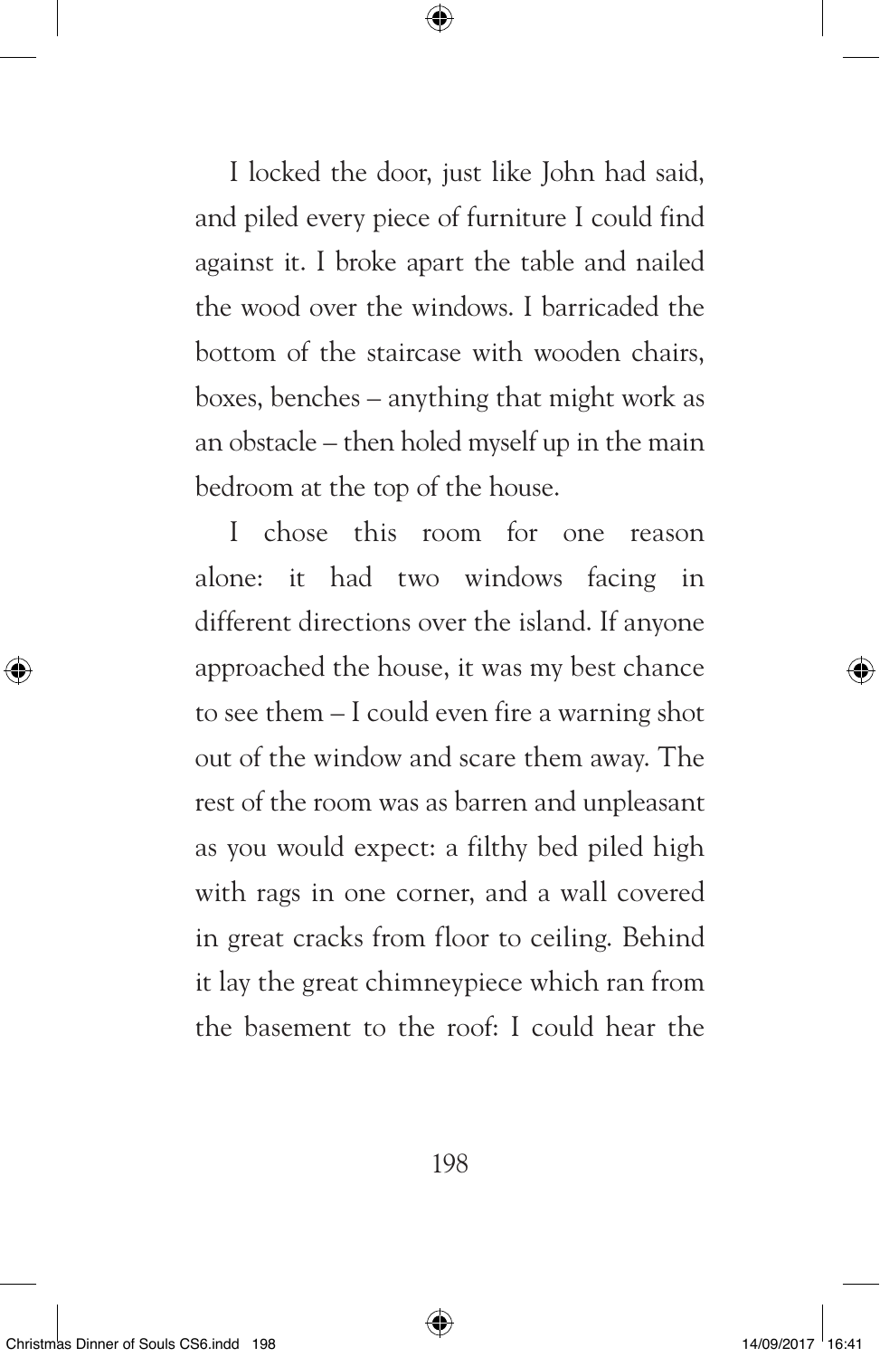I locked the door, just like John had said, and piled every piece of furniture I could find against it. I broke apart the table and nailed the wood over the windows. I barricaded the bottom of the staircase with wooden chairs, boxes, benches – anything that might work as an obstacle – then holed myself up in the main bedroom at the top of the house.

I chose this room for one reason alone: it had two windows facing in different directions over the island. If anyone approached the house, it was my best chance to see them – I could even fire a warning shot out of the window and scare them away. The rest of the room was as barren and unpleasant as you would expect: a filthy bed piled high with rags in one corner, and a wall covered in great cracks from floor to ceiling. Behind it lay the great chimneypiece which ran from the basement to the roof: I could hear the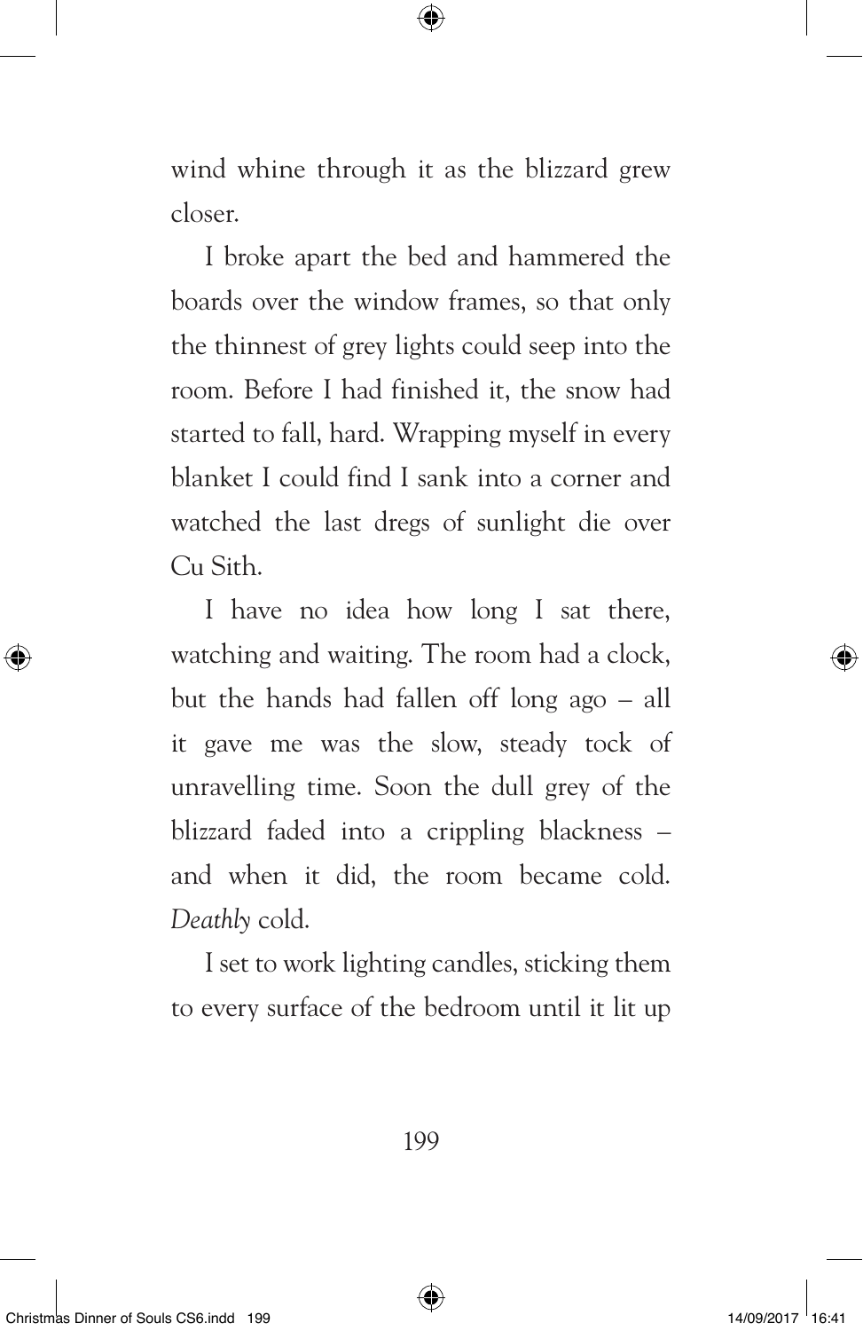wind whine through it as the blizzard grew closer.

I broke apart the bed and hammered the boards over the window frames, so that only the thinnest of grey lights could seep into the room. Before I had finished it, the snow had started to fall, hard. Wrapping myself in every blanket I could find I sank into a corner and watched the last dregs of sunlight die over Cu Sith.

I have no idea how long I sat there, watching and waiting. The room had a clock, but the hands had fallen off long ago – all it gave me was the slow, steady tock of unravelling time. Soon the dull grey of the blizzard faded into a crippling blackness – and when it did, the room became cold. *Deathly* cold.

I set to work lighting candles, sticking them to every surface of the bedroom until it lit up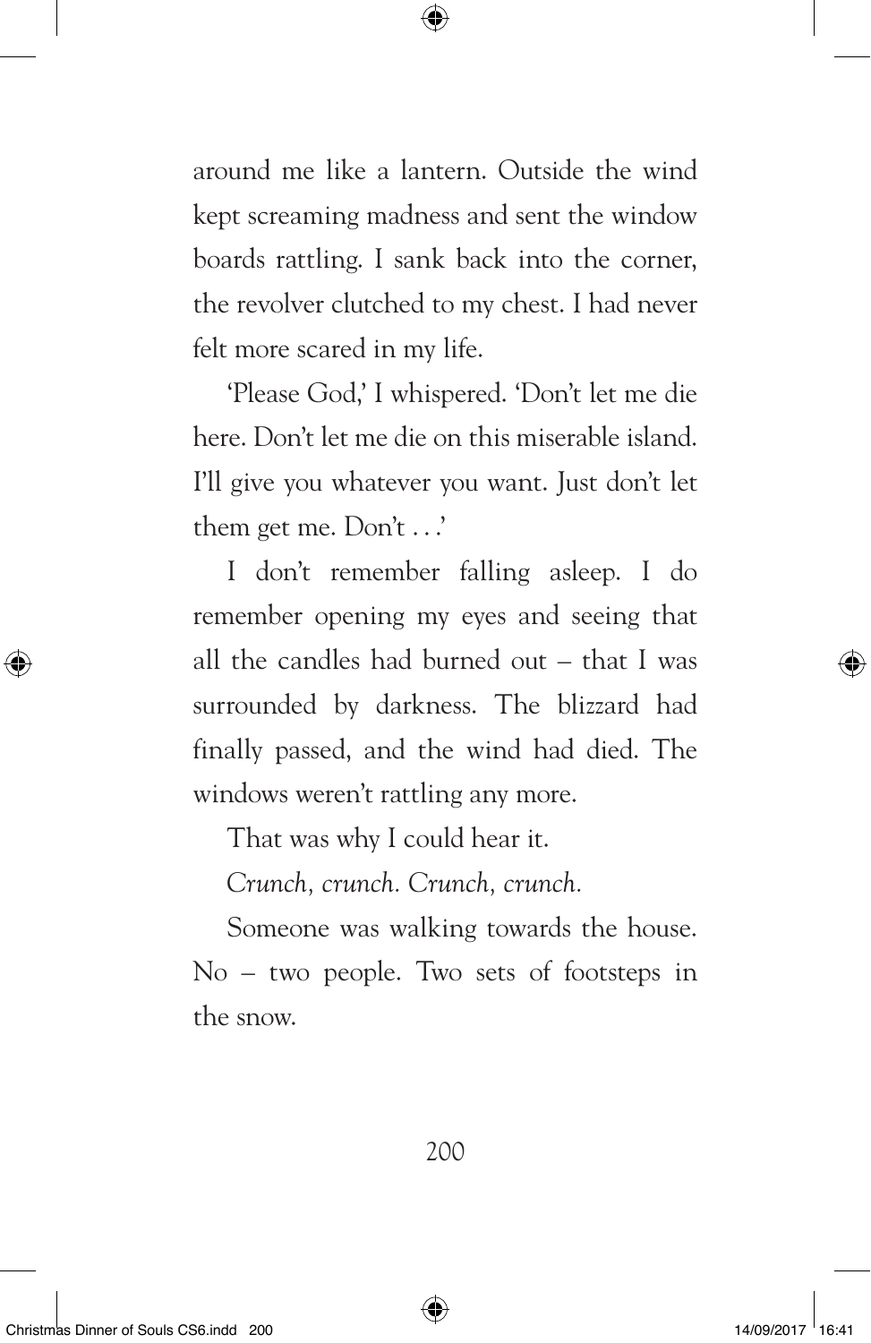around me like a lantern. Outside the wind kept screaming madness and sent the window boards rattling. I sank back into the corner, the revolver clutched to my chest. I had never felt more scared in my life.

'Please God,' I whispered. 'Don't let me die here. Don't let me die on this miserable island. I'll give you whatever you want. Just don't let them get me. Don't . . .'

I don't remember falling asleep. I do remember opening my eyes and seeing that all the candles had burned out – that I was surrounded by darkness. The blizzard had finally passed, and the wind had died. The windows weren't rattling any more.

That was why I could hear it.

*Crunch, crunch. Crunch, crunch.*

Someone was walking towards the house. No – two people. Two sets of footsteps in the snow.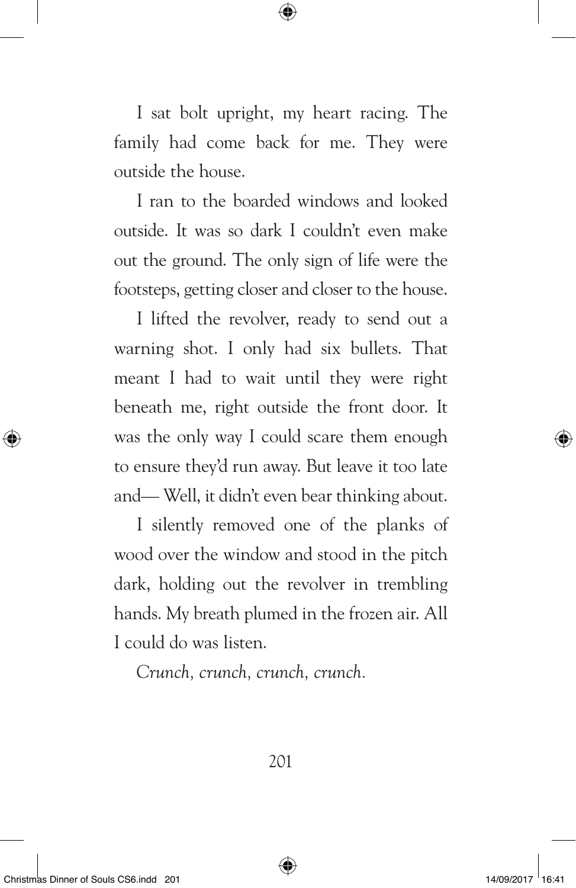I sat bolt upright, my heart racing. The family had come back for me. They were outside the house.

I ran to the boarded windows and looked outside. It was so dark I couldn't even make out the ground. The only sign of life were the footsteps, getting closer and closer to the house.

I lifted the revolver, ready to send out a warning shot. I only had six bullets. That meant I had to wait until they were right beneath me, right outside the front door. It was the only way I could scare them enough to ensure they'd run away. But leave it too late and— Well, it didn't even bear thinking about.

I silently removed one of the planks of wood over the window and stood in the pitch dark, holding out the revolver in trembling hands. My breath plumed in the frozen air. All I could do was listen.

*Crunch, crunch, crunch, crunch.*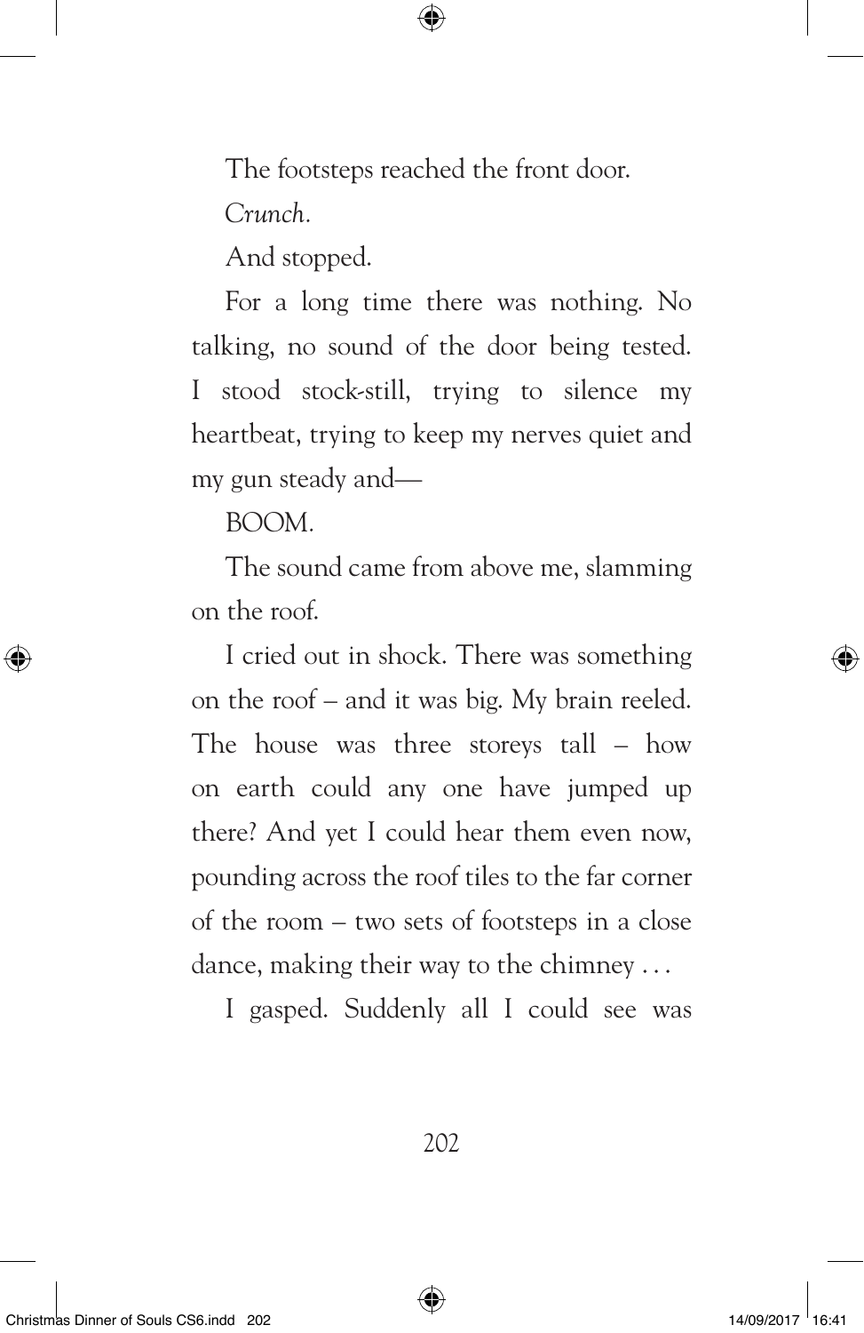The footsteps reached the front door.

*Crunch.*

And stopped.

For a long time there was nothing. No talking, no sound of the door being tested. I stood stock-still, trying to silence my heartbeat, trying to keep my nerves quiet and my gun steady and—

BOOM.

The sound came from above me, slamming on the roof.

I cried out in shock. There was something on the roof – and it was big. My brain reeled. The house was three storeys tall – how on earth could any one have jumped up there? And yet I could hear them even now, pounding across the roof tiles to the far corner of the room – two sets of footsteps in a close dance, making their way to the chimney . . .

I gasped. Suddenly all I could see was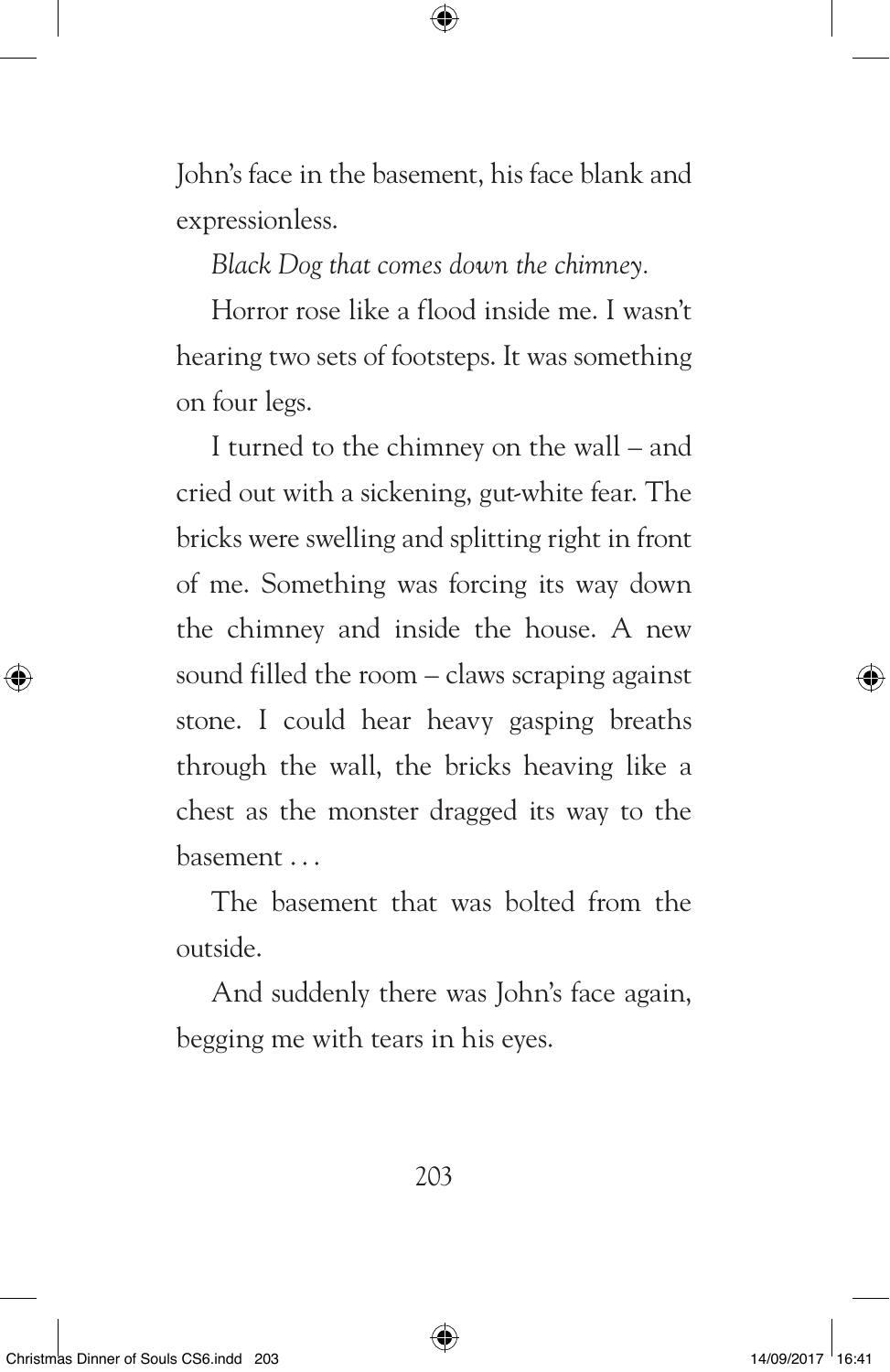John's face in the basement, his face blank and expressionless.

*Black Dog that comes down the chimney.*

Horror rose like a flood inside me. I wasn't hearing two sets of footsteps. It was something on four legs.

I turned to the chimney on the wall – and cried out with a sickening, gut-white fear. The bricks were swelling and splitting right in front of me. Something was forcing its way down the chimney and inside the house. A new sound filled the room – claws scraping against stone. I could hear heavy gasping breaths through the wall, the bricks heaving like a chest as the monster dragged its way to the basement . . .

The basement that was bolted from the outside.

And suddenly there was John's face again, begging me with tears in his eyes.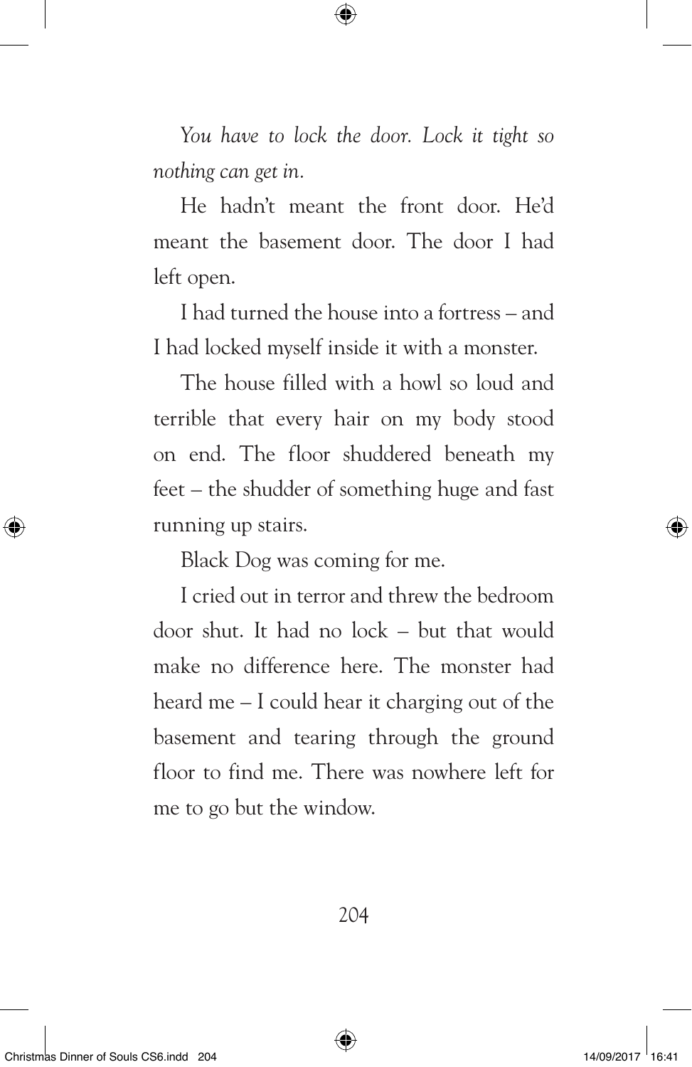*You have to lock the door. Lock it tight so nothing can get in.*

He hadn't meant the front door. He'd meant the basement door. The door I had left open.

I had turned the house into a fortress – and I had locked myself inside it with a monster.

The house filled with a howl so loud and terrible that every hair on my body stood on end. The floor shuddered beneath my feet – the shudder of something huge and fast running up stairs.

Black Dog was coming for me.

I cried out in terror and threw the bedroom door shut. It had no lock – but that would make no difference here. The monster had heard me – I could hear it charging out of the basement and tearing through the ground floor to find me. There was nowhere left for me to go but the window.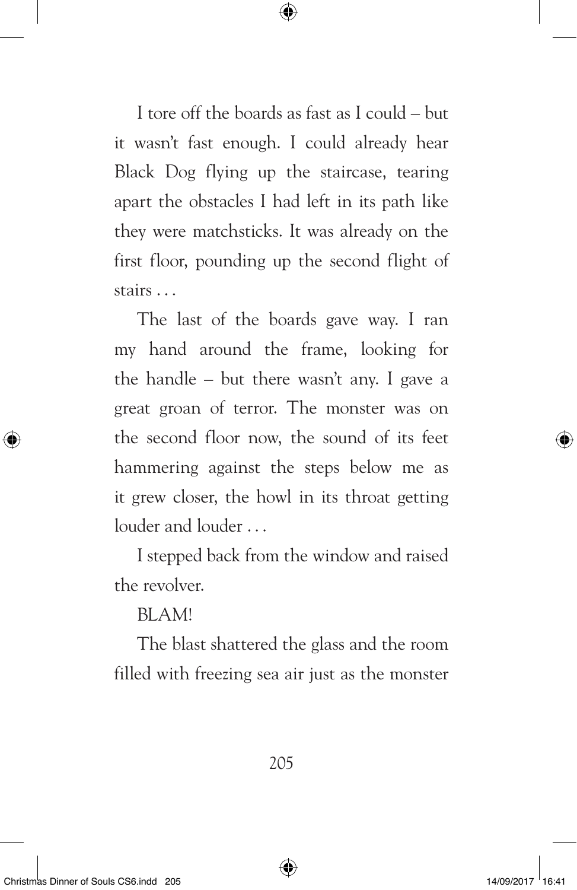I tore off the boards as fast as I could – but it wasn't fast enough. I could already hear Black Dog flying up the staircase, tearing apart the obstacles I had left in its path like they were matchsticks. It was already on the first floor, pounding up the second flight of stairs . . .

The last of the boards gave way. I ran my hand around the frame, looking for the handle – but there wasn't any. I gave a great groan of terror. The monster was on the second floor now, the sound of its feet hammering against the steps below me as it grew closer, the howl in its throat getting louder and louder . . .

I stepped back from the window and raised the revolver.

BLAM!

The blast shattered the glass and the room filled with freezing sea air just as the monster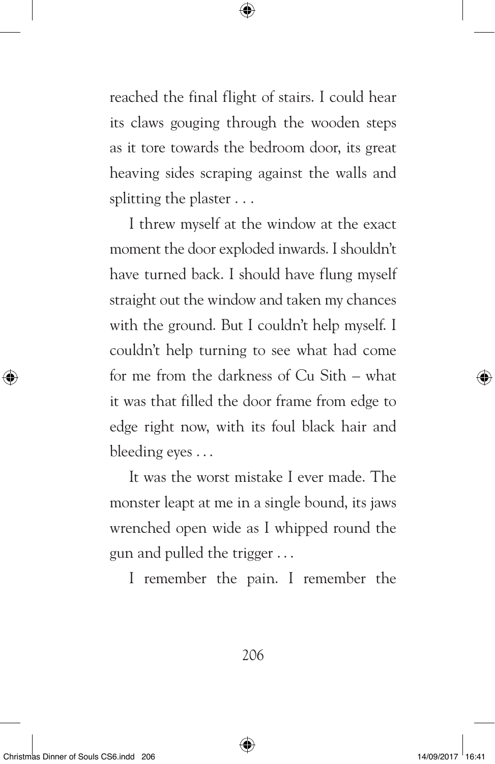reached the final flight of stairs. I could hear its claws gouging through the wooden steps as it tore towards the bedroom door, its great heaving sides scraping against the walls and splitting the plaster . . .

I threw myself at the window at the exact moment the door exploded inwards. I shouldn't have turned back. I should have flung myself straight out the window and taken my chances with the ground. But I couldn't help myself. I couldn't help turning to see what had come for me from the darkness of Cu Sith – what it was that filled the door frame from edge to edge right now, with its foul black hair and bleeding eyes . . .

It was the worst mistake I ever made. The monster leapt at me in a single bound, its jaws wrenched open wide as I whipped round the gun and pulled the trigger . . .

I remember the pain. I remember the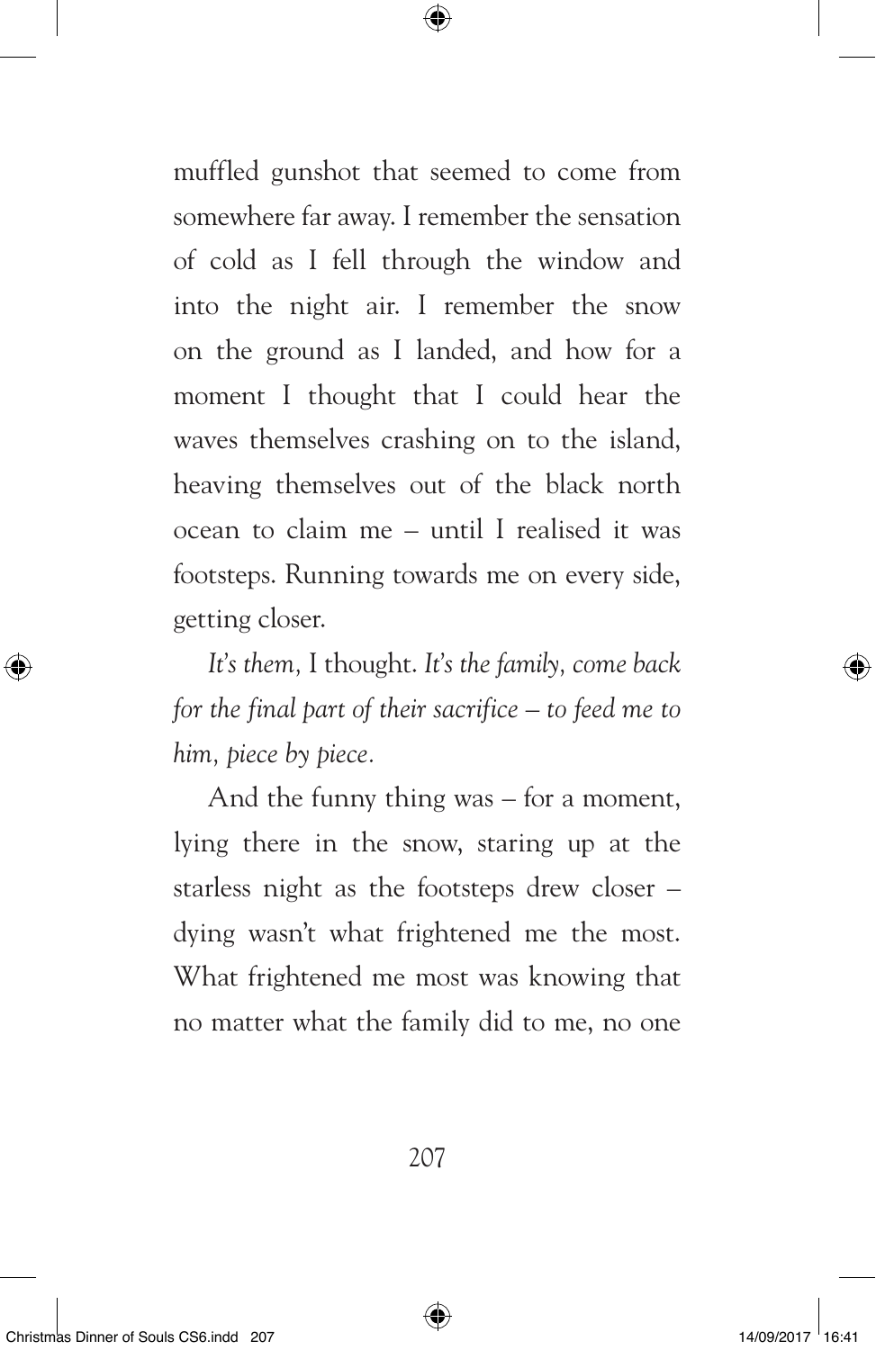muffled gunshot that seemed to come from somewhere far away. I remember the sensation of cold as I fell through the window and into the night air. I remember the snow on the ground as I landed, and how for a moment I thought that I could hear the waves themselves crashing on to the island, heaving themselves out of the black north ocean to claim me – until I realised it was footsteps. Running towards me on every side, getting closer.

*It's them,* I thought. *It's the family, come back for the final part of their sacrifice – to feed me to him, piece by piece.*

And the funny thing was – for a moment, lying there in the snow, staring up at the starless night as the footsteps drew closer – dying wasn't what frightened me the most. What frightened me most was knowing that no matter what the family did to me, no one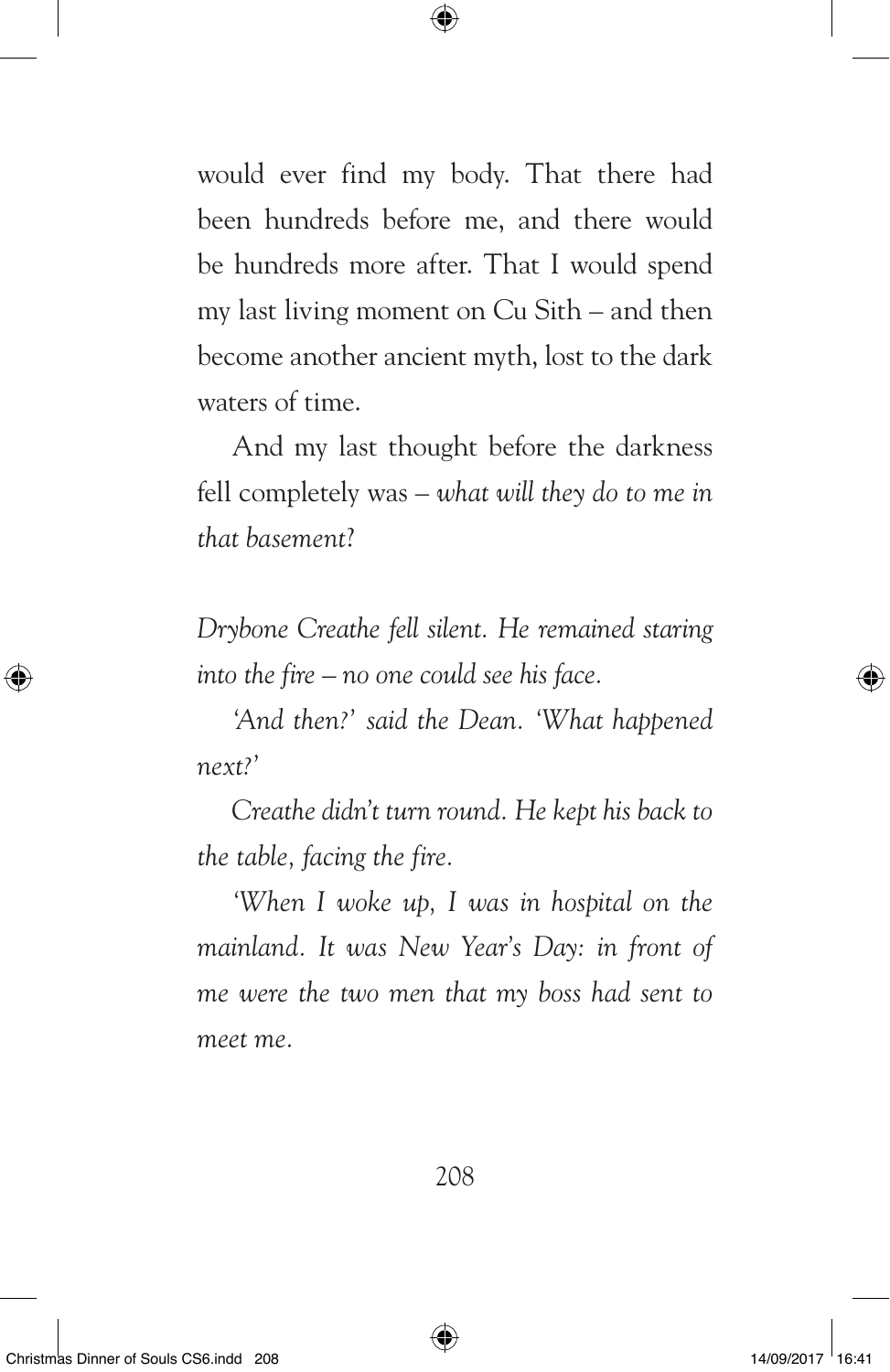would ever find my body. That there had been hundreds before me, and there would be hundreds more after. That I would spend my last living moment on Cu Sith – and then become another ancient myth, lost to the dark waters of time.

And my last thought before the darkness fell completely was – *what will they do to me in that basement?*

*Drybone Creathe fell silent. He remained staring into the fire – no one could see his face.*

*'And then?' said the Dean. 'What happened next?'*

*Creathe didn't turn round. He kept his back to the table, facing the fire.*

*'When I woke up, I was in hospital on the mainland. It was New Year's Day: in front of me were the two men that my boss had sent to meet me.*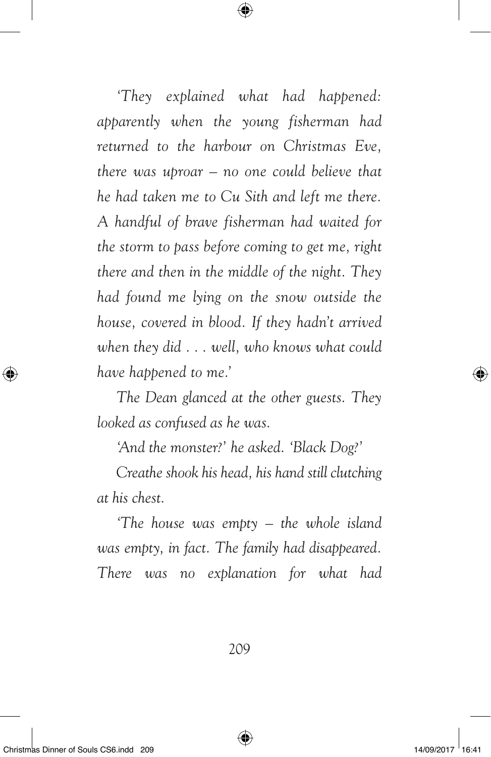*'They explained what had happened: apparently when the young fisherman had returned to the harbour on Christmas Eve, there was uproar – no one could believe that he had taken me to Cu Sith and left me there. A handful of brave fisherman had waited for the storm to pass before coming to get me, right there and then in the middle of the night. They had found me lying on the snow outside the house, covered in blood. If they hadn't arrived when they did . . . well, who knows what could have happened to me.'*

*The Dean glanced at the other guests. They looked as confused as he was.*

*'And the monster?' he asked. 'Black Dog?'*

*Creathe shook his head, his hand still clutching at his chest.*

*'The house was empty – the whole island was empty, in fact. The family had disappeared. There was no explanation for what had*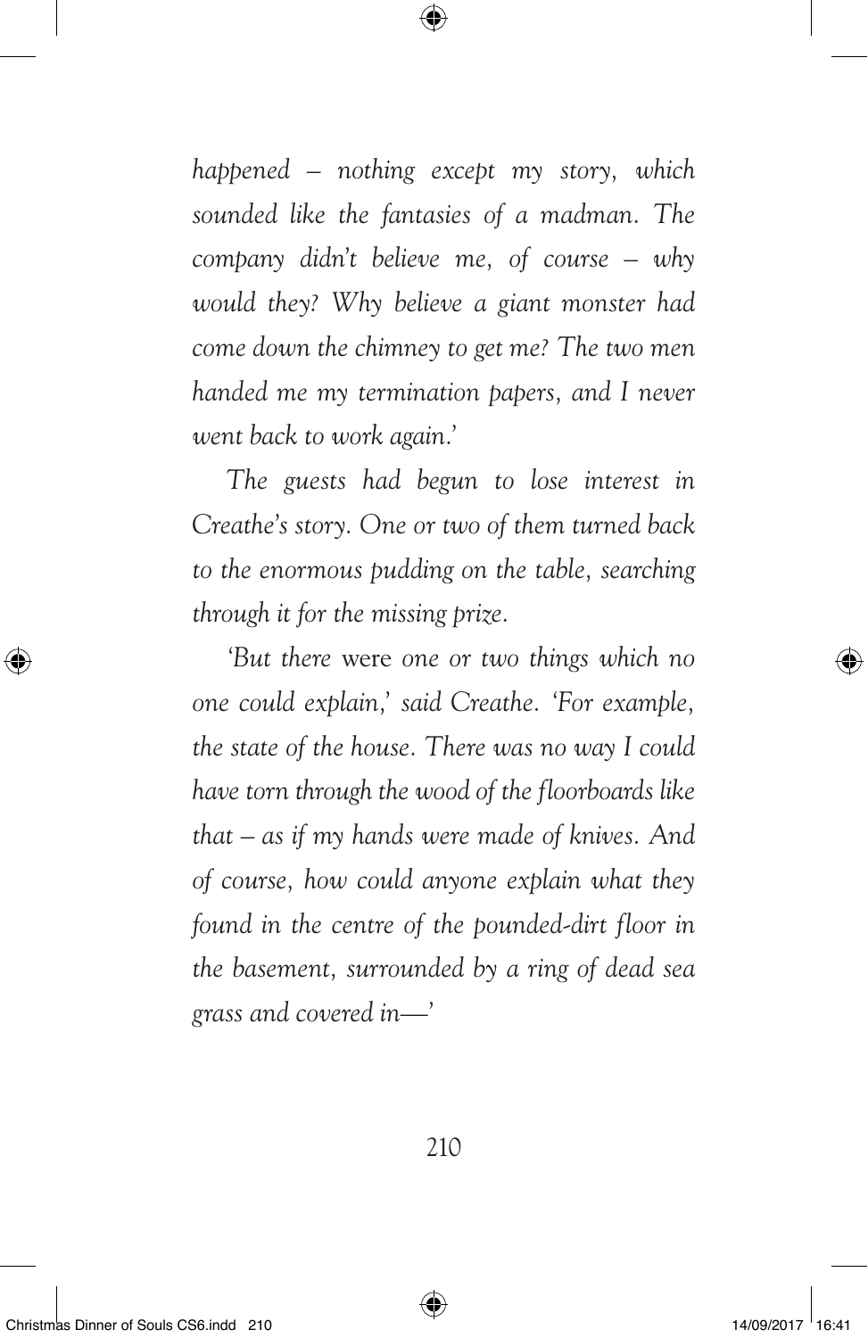*happened – nothing except my story, which sounded like the fantasies of a madman. The company didn't believe me, of course – why would they? Why believe a giant monster had come down the chimney to get me? The two men handed me my termination papers, and I never went back to work again.'*

*The guests had begun to lose interest in Creathe's story. One or two of them turned back to the enormous pudding on the table, searching through it for the missing prize.*

*'But there* were *one or two things which no one could explain,' said Creathe. 'For example, the state of the house. There was no way I could have torn through the wood of the floorboards like that – as if my hands were made of knives. And of course, how could anyone explain what they found in the centre of the pounded-dirt floor in the basement, surrounded by a ring of dead sea grass and covered in—'*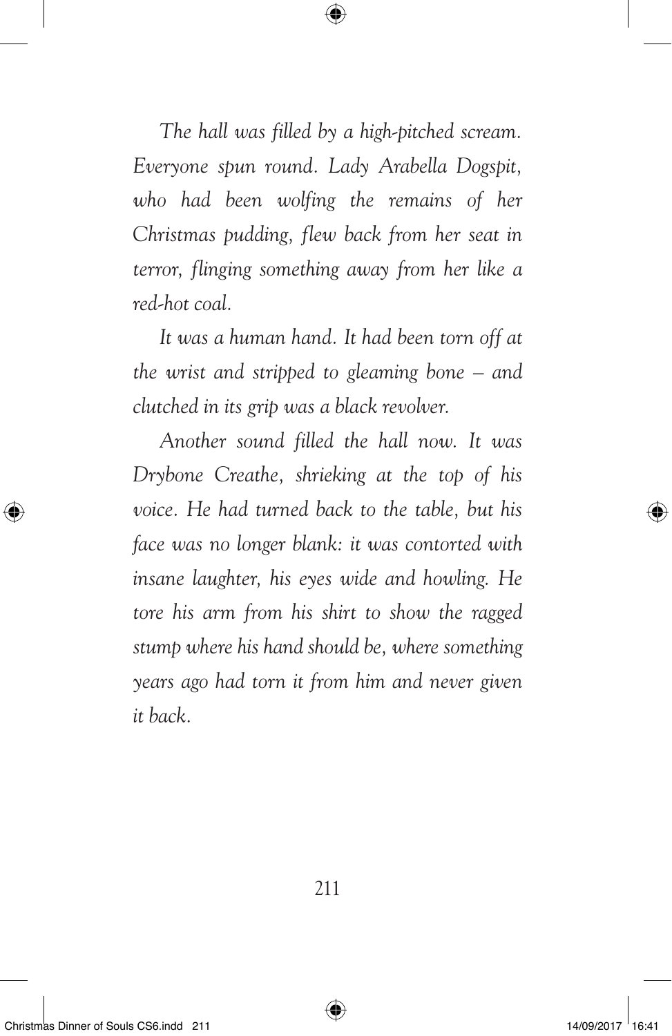*The hall was filled by a high-pitched scream. Everyone spun round. Lady Arabella Dogspit, who had been wolfing the remains of her Christmas pudding, flew back from her seat in terror, flinging something away from her like a red-hot coal.*

*It was a human hand. It had been torn off at the wrist and stripped to gleaming bone – and clutched in its grip was a black revolver.*

*Another sound filled the hall now. It was Drybone Creathe, shrieking at the top of his voice. He had turned back to the table, but his face was no longer blank: it was contorted with insane laughter, his eyes wide and howling. He tore his arm from his shirt to show the ragged stump where his hand should be, where something years ago had torn it from him and never given it back.*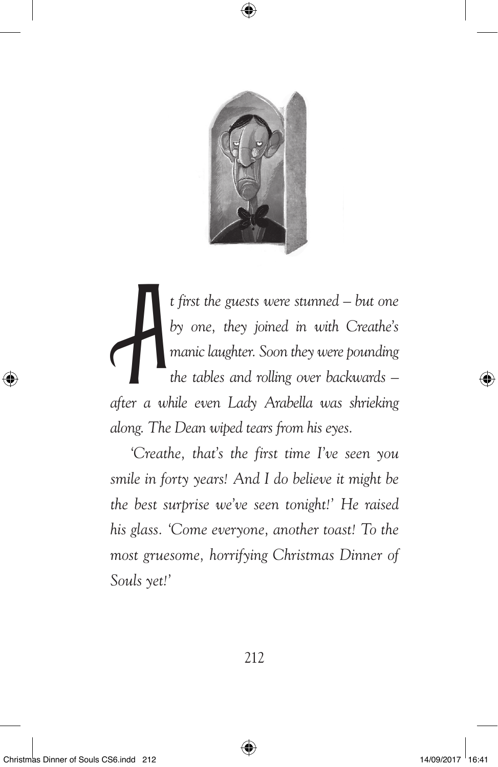*At first the guests were stunned – but one by one, they joined in with Creathe's manic laughter. Soon they were pounding the tables and rolling over backwards – after a while even Lady Arabella was shrieking along. The Dean wiped tears from his eyes.*

*'Creathe, that's the first time I've seen you smile in forty years! And I do believe it might be the best surprise we've seen tonight!' He raised his glass. 'Come everyone, another toast! To the most gruesome, horrifying Christmas Dinner of Souls yet!'*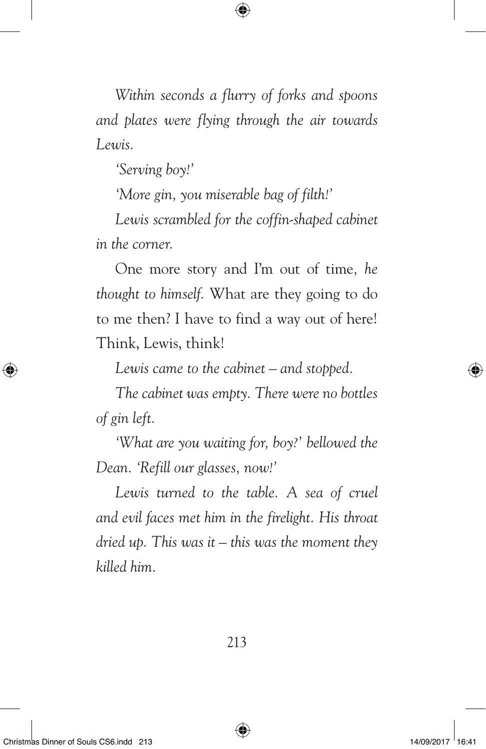*Within seconds a flurry of forks and spoons and plates were flying through the air towards Lewis.*

*'Serving boy!'*

*'More gin, you miserable bag of filth!'*

*Lewis scrambled for the coffin-shaped cabinet in the corner.*

One more story and I'm out of time, *he thought to himself.* What are they going to do to me then? I have to find a way out of here! Think, Lewis, think!

*Lewis came to the cabinet – and stopped.*

*The cabinet was empty. There were no bottles of gin left.*

*'What are you waiting for, boy?' bellowed the Dean. 'Refill our glasses, now!'*

*Lewis turned to the table. A sea of cruel and evil faces met him in the firelight. His throat dried up. This was it – this was the moment they killed him.*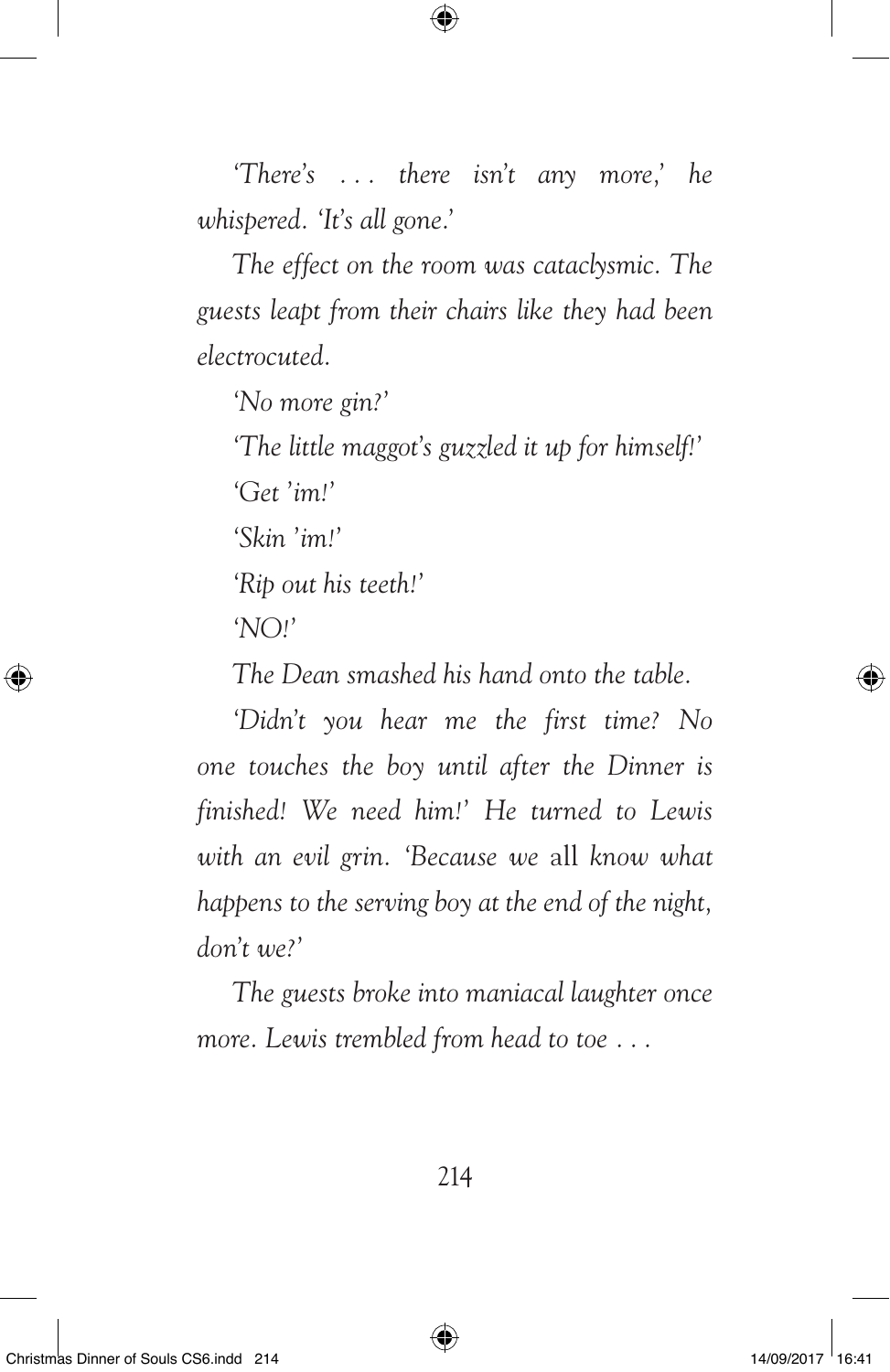*'There's . . . there isn't any more,' he whispered. 'It's all gone.'*

*The effect on the room was cataclysmic. The guests leapt from their chairs like they had been electrocuted.*

*'No more gin?'*

*'The little maggot's guzzled it up for himself!'*

*'Get 'im!'*

*'Skin 'im!'*

*'Rip out his teeth!'*

*'NO!'*

*The Dean smashed his hand onto the table.*

*'Didn't you hear me the first time? No one touches the boy until after the Dinner is finished! We need him!' He turned to Lewis with an evil grin. 'Because we* all *know what happens to the serving boy at the end of the night, don't we?'*

*The guests broke into maniacal laughter once more. Lewis trembled from head to toe . . .*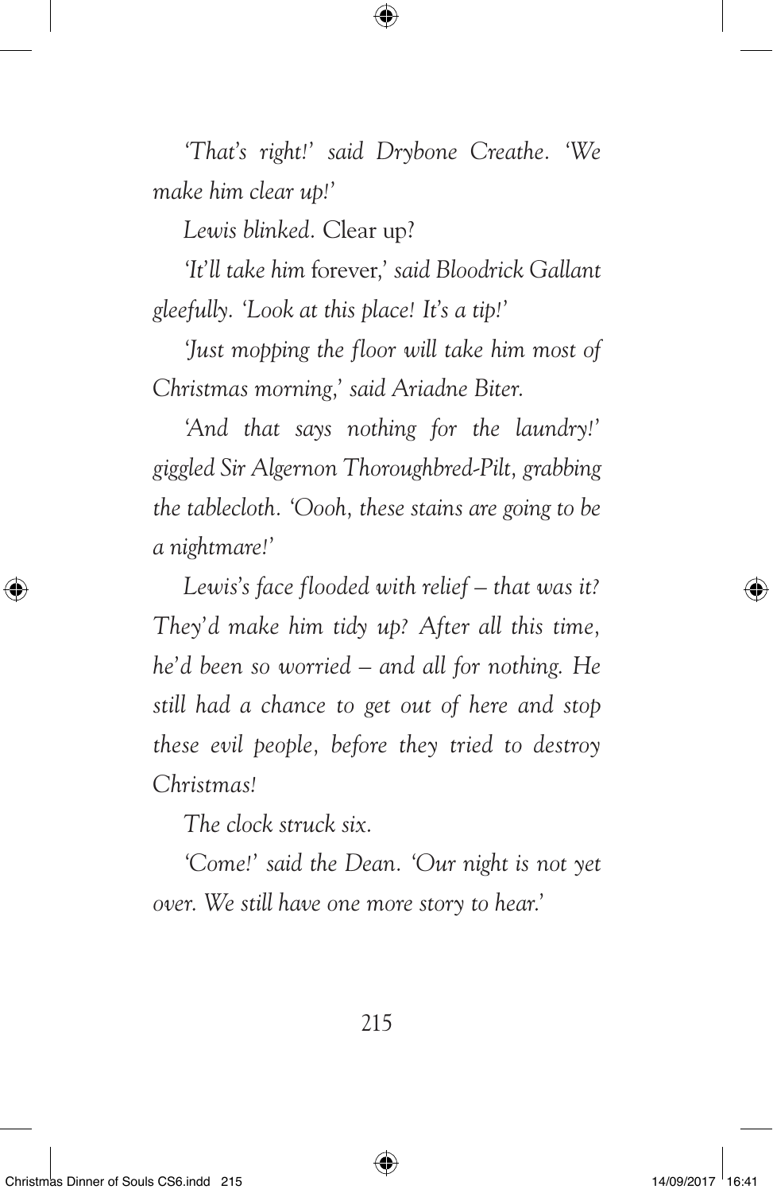*'That's right!' said Drybone Creathe. 'We make him clear up!'*

*Lewis blinked.* Clear up?

*'It'll take him* forever,*' said Bloodrick Gallant gleefully. 'Look at this place! It's a tip!'*

*'Just mopping the floor will take him most of Christmas morning,' said Ariadne Biter.*

*'And that says nothing for the laundry!' giggled Sir Algernon Thoroughbred-Pilt, grabbing the tablecloth. 'Oooh, these stains are going to be a nightmare!'*

*Lewis's face flooded with relief – that was it? They'd make him tidy up? After all this time, he'd been so worried – and all for nothing. He still had a chance to get out of here and stop these evil people, before they tried to destroy Christmas!*

*The clock struck six.*

*'Come!' said the Dean. 'Our night is not yet over. We still have one more story to hear.'*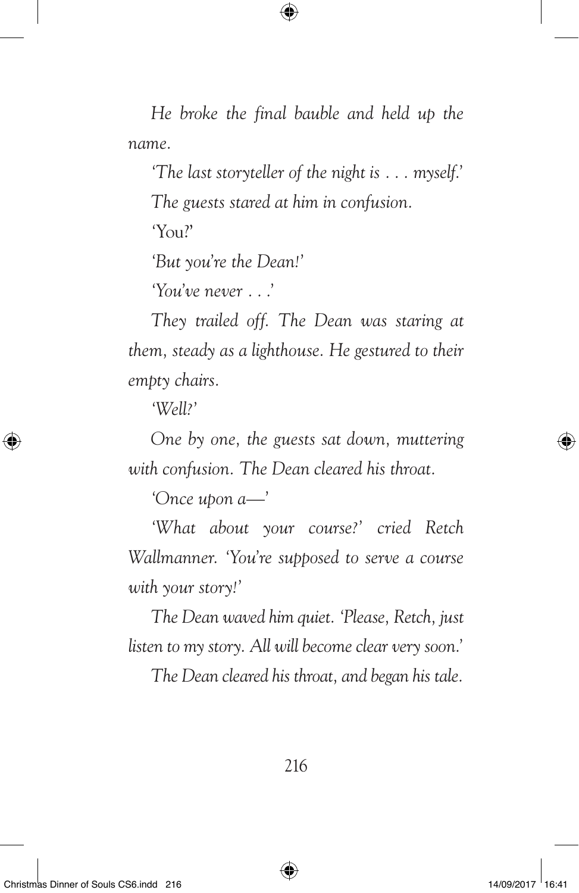*He broke the final bauble and held up the name.*

*'The last storyteller of the night is . . . myself.'*

*The guests stared at him in confusion.*

'You?'

*'But you're the Dean!'*

*'You've never . . .'*

*They trailed off. The Dean was staring at them, steady as a lighthouse. He gestured to their empty chairs.*

*'Well?'*

*One by one, the guests sat down, muttering with confusion. The Dean cleared his throat.*

*'Once upon a—'*

*'What about your course?' cried Retch Wallmanner. 'You're supposed to serve a course with your story!'*

*The Dean waved him quiet. 'Please, Retch, just listen to my story. All will become clear very soon.'*

*The Dean cleared his throat, and began his tale.*